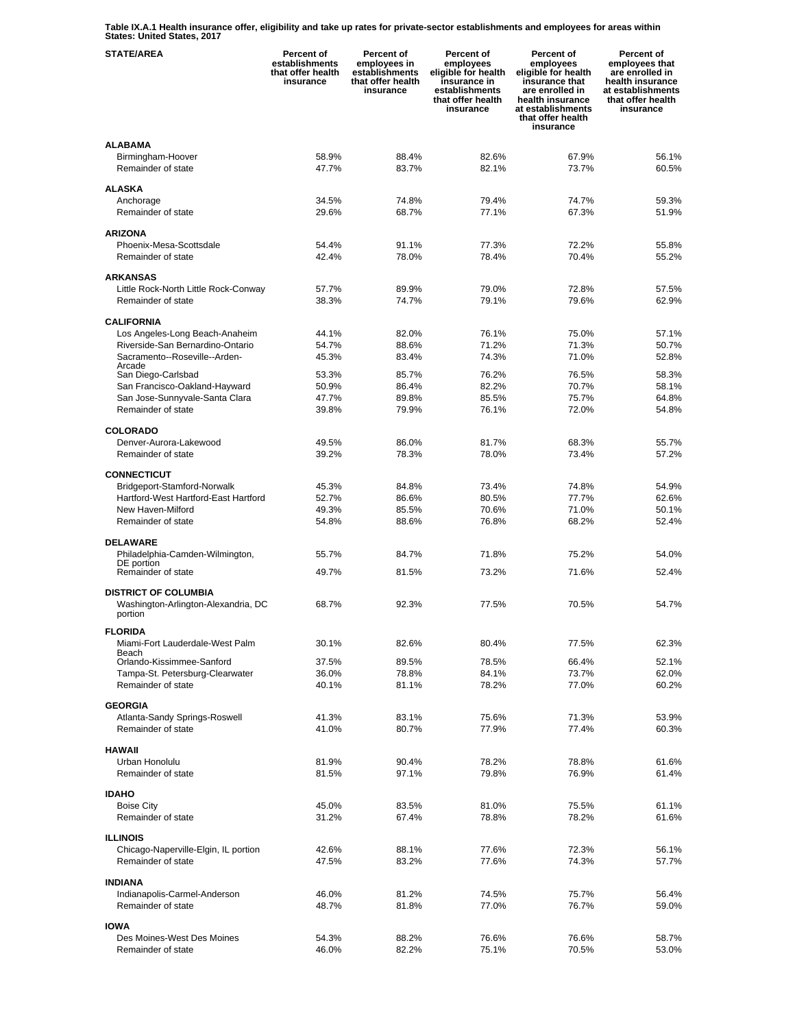**Table IX.A.1 Health insurance offer, eligibility and take up rates for private-sector establishments and employees for areas within States: United States, 2017**

| STATE/AREA | Percent of establishments that offer health insurance | Percent of employees in establishments that offer health insurance | Percent of employees eligible for health insurance in establishments that offer health insurance | Percent of employees eligible for health insurance that are enrolled in health insurance at establishments that offer health insurance | Percent of employees that are enrolled in health insurance at establishments that offer health insurance |
|---|---|---|---|---|---|
| **ALABAMA** | | | | | |
| Birmingham-Hoover | 58.9% | 88.4% | 82.6% | 67.9% | 56.1% |
| Remainder of state | 47.7% | 83.7% | 82.1% | 73.7% | 60.5% |
| **ALASKA** | | | | | |
| Anchorage | 34.5% | 74.8% | 79.4% | 74.7% | 59.3% |
| Remainder of state | 29.6% | 68.7% | 77.1% | 67.3% | 51.9% |
| **ARIZONA** | | | | | |
| Phoenix-Mesa-Scottsdale | 54.4% | 91.1% | 77.3% | 72.2% | 55.8% |
| Remainder of state | 42.4% | 78.0% | 78.4% | 70.4% | 55.2% |
| **ARKANSAS** | | | | | |
| Little Rock-North Little Rock-Conway | 57.7% | 89.9% | 79.0% | 72.8% | 57.5% |
| Remainder of state | 38.3% | 74.7% | 79.1% | 79.6% | 62.9% |
| **CALIFORNIA** | | | | | |
| Los Angeles-Long Beach-Anaheim | 44.1% | 82.0% | 76.1% | 75.0% | 57.1% |
| Riverside-San Bernardino-Ontario | 54.7% | 88.6% | 71.2% | 71.3% | 50.7% |
| Sacramento--Roseville--Arden-Arcade | 45.3% | 83.4% | 74.3% | 71.0% | 52.8% |
| San Diego-Carlsbad | 53.3% | 85.7% | 76.2% | 76.5% | 58.3% |
| San Francisco-Oakland-Hayward | 50.9% | 86.4% | 82.2% | 70.7% | 58.1% |
| San Jose-Sunnyvale-Santa Clara | 47.7% | 89.8% | 85.5% | 75.7% | 64.8% |
| Remainder of state | 39.8% | 79.9% | 76.1% | 72.0% | 54.8% |
| **COLORADO** | | | | | |
| Denver-Aurora-Lakewood | 49.5% | 86.0% | 81.7% | 68.3% | 55.7% |
| Remainder of state | 39.2% | 78.3% | 78.0% | 73.4% | 57.2% |
| **CONNECTICUT** | | | | | |
| Bridgeport-Stamford-Norwalk | 45.3% | 84.8% | 73.4% | 74.8% | 54.9% |
| Hartford-West Hartford-East Hartford | 52.7% | 86.6% | 80.5% | 77.7% | 62.6% |
| New Haven-Milford | 49.3% | 85.5% | 70.6% | 71.0% | 50.1% |
| Remainder of state | 54.8% | 88.6% | 76.8% | 68.2% | 52.4% |
| **DELAWARE** | | | | | |
| Philadelphia-Camden-Wilmington, DE portion | 55.7% | 84.7% | 71.8% | 75.2% | 54.0% |
| Remainder of state | 49.7% | 81.5% | 73.2% | 71.6% | 52.4% |
| **DISTRICT OF COLUMBIA** | | | | | |
| Washington-Arlington-Alexandria, DC portion | 68.7% | 92.3% | 77.5% | 70.5% | 54.7% |
| **FLORIDA** | | | | | |
| Miami-Fort Lauderdale-West Palm Beach | 30.1% | 82.6% | 80.4% | 77.5% | 62.3% |
| Orlando-Kissimmee-Sanford | 37.5% | 89.5% | 78.5% | 66.4% | 52.1% |
| Tampa-St. Petersburg-Clearwater | 36.0% | 78.8% | 84.1% | 73.7% | 62.0% |
| Remainder of state | 40.1% | 81.1% | 78.2% | 77.0% | 60.2% |
| **GEORGIA** | | | | | |
| Atlanta-Sandy Springs-Roswell | 41.3% | 83.1% | 75.6% | 71.3% | 53.9% |
| Remainder of state | 41.0% | 80.7% | 77.9% | 77.4% | 60.3% |
| **HAWAII** | | | | | |
| Urban Honolulu | 81.9% | 90.4% | 78.2% | 78.8% | 61.6% |
| Remainder of state | 81.5% | 97.1% | 79.8% | 76.9% | 61.4% |
| **IDAHO** | | | | | |
| Boise City | 45.0% | 83.5% | 81.0% | 75.5% | 61.1% |
| Remainder of state | 31.2% | 67.4% | 78.8% | 78.2% | 61.6% |
| **ILLINOIS** | | | | | |
| Chicago-Naperville-Elgin, IL portion | 42.6% | 88.1% | 77.6% | 72.3% | 56.1% |
| Remainder of state | 47.5% | 83.2% | 77.6% | 74.3% | 57.7% |
| **INDIANA** | | | | | |
| Indianapolis-Carmel-Anderson | 46.0% | 81.2% | 74.5% | 75.7% | 56.4% |
| Remainder of state | 48.7% | 81.8% | 77.0% | 76.7% | 59.0% |
| **IOWA** | | | | | |
| Des Moines-West Des Moines | 54.3% | 88.2% | 76.6% | 76.6% | 58.7% |
| Remainder of state | 46.0% | 82.2% | 75.1% | 70.5% | 53.0% |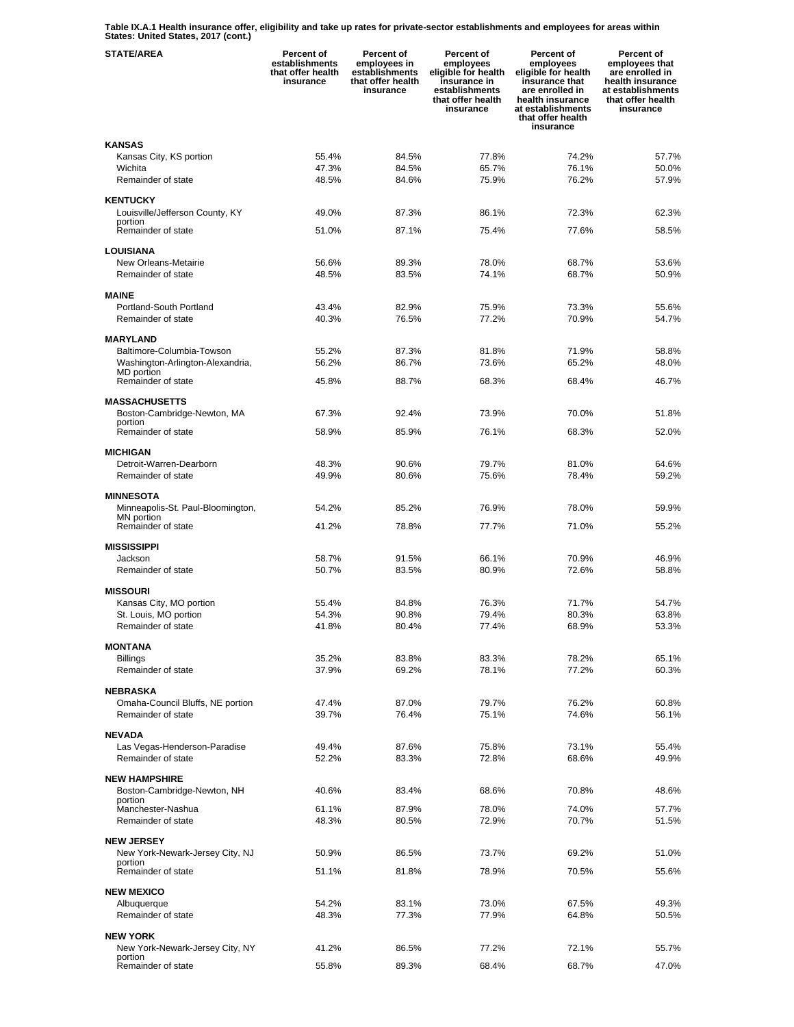**Table IX.A.1 Health insurance offer, eligibility and take up rates for private-sector establishments and employees for areas within States: United States, 2017 (cont.)**

| STATE/AREA | Percent of establishments that offer health insurance | Percent of employees in establishments that offer health insurance | Percent of employees eligible for health insurance in establishments that offer health insurance | Percent of employees eligible for health insurance that are enrolled in health insurance at establishments that offer health insurance | Percent of employees that are enrolled in health insurance at establishments that offer health insurance |
|---|---|---|---|---|---|
| **KANSAS** | | | | | |
| Kansas City, KS portion | 55.4% | 84.5% | 77.8% | 74.2% | 57.7% |
| Wichita | 47.3% | 84.5% | 65.7% | 76.1% | 50.0% |
| Remainder of state | 48.5% | 84.6% | 75.9% | 76.2% | 57.9% |
| **KENTUCKY** | | | | | |
| Louisville/Jefferson County, KY portion | 49.0% | 87.3% | 86.1% | 72.3% | 62.3% |
| Remainder of state | 51.0% | 87.1% | 75.4% | 77.6% | 58.5% |
| **LOUISIANA** | | | | | |
| New Orleans-Metairie | 56.6% | 89.3% | 78.0% | 68.7% | 53.6% |
| Remainder of state | 48.5% | 83.5% | 74.1% | 68.7% | 50.9% |
| **MAINE** | | | | | |
| Portland-South Portland | 43.4% | 82.9% | 75.9% | 73.3% | 55.6% |
| Remainder of state | 40.3% | 76.5% | 77.2% | 70.9% | 54.7% |
| **MARYLAND** | | | | | |
| Baltimore-Columbia-Towson | 55.2% | 87.3% | 81.8% | 71.9% | 58.8% |
| Washington-Arlington-Alexandria, MD portion | 56.2% | 86.7% | 73.6% | 65.2% | 48.0% |
| Remainder of state | 45.8% | 88.7% | 68.3% | 68.4% | 46.7% |
| **MASSACHUSETTS** | | | | | |
| Boston-Cambridge-Newton, MA portion | 67.3% | 92.4% | 73.9% | 70.0% | 51.8% |
| Remainder of state | 58.9% | 85.9% | 76.1% | 68.3% | 52.0% |
| **MICHIGAN** | | | | | |
| Detroit-Warren-Dearborn | 48.3% | 90.6% | 79.7% | 81.0% | 64.6% |
| Remainder of state | 49.9% | 80.6% | 75.6% | 78.4% | 59.2% |
| **MINNESOTA** | | | | | |
| Minneapolis-St. Paul-Bloomington, MN portion | 54.2% | 85.2% | 76.9% | 78.0% | 59.9% |
| Remainder of state | 41.2% | 78.8% | 77.7% | 71.0% | 55.2% |
| **MISSISSIPPI** | | | | | |
| Jackson | 58.7% | 91.5% | 66.1% | 70.9% | 46.9% |
| Remainder of state | 50.7% | 83.5% | 80.9% | 72.6% | 58.8% |
| **MISSOURI** | | | | | |
| Kansas City, MO portion | 55.4% | 84.8% | 76.3% | 71.7% | 54.7% |
| St. Louis, MO portion | 54.3% | 90.8% | 79.4% | 80.3% | 63.8% |
| Remainder of state | 41.8% | 80.4% | 77.4% | 68.9% | 53.3% |
| **MONTANA** | | | | | |
| Billings | 35.2% | 83.8% | 83.3% | 78.2% | 65.1% |
| Remainder of state | 37.9% | 69.2% | 78.1% | 77.2% | 60.3% |
| **NEBRASKA** | | | | | |
| Omaha-Council Bluffs, NE portion | 47.4% | 87.0% | 79.7% | 76.2% | 60.8% |
| Remainder of state | 39.7% | 76.4% | 75.1% | 74.6% | 56.1% |
| **NEVADA** | | | | | |
| Las Vegas-Henderson-Paradise | 49.4% | 87.6% | 75.8% | 73.1% | 55.4% |
| Remainder of state | 52.2% | 83.3% | 72.8% | 68.6% | 49.9% |
| **NEW HAMPSHIRE** | | | | | |
| Boston-Cambridge-Newton, NH portion | 40.6% | 83.4% | 68.6% | 70.8% | 48.6% |
| Manchester-Nashua | 61.1% | 87.9% | 78.0% | 74.0% | 57.7% |
| Remainder of state | 48.3% | 80.5% | 72.9% | 70.7% | 51.5% |
| **NEW JERSEY** | | | | | |
| New York-Newark-Jersey City, NJ portion | 50.9% | 86.5% | 73.7% | 69.2% | 51.0% |
| Remainder of state | 51.1% | 81.8% | 78.9% | 70.5% | 55.6% |
| **NEW MEXICO** | | | | | |
| Albuquerque | 54.2% | 83.1% | 73.0% | 67.5% | 49.3% |
| Remainder of state | 48.3% | 77.3% | 77.9% | 64.8% | 50.5% |
| **NEW YORK** | | | | | |
| New York-Newark-Jersey City, NY portion | 41.2% | 86.5% | 77.2% | 72.1% | 55.7% |
| Remainder of state | 55.8% | 89.3% | 68.4% | 68.7% | 47.0% |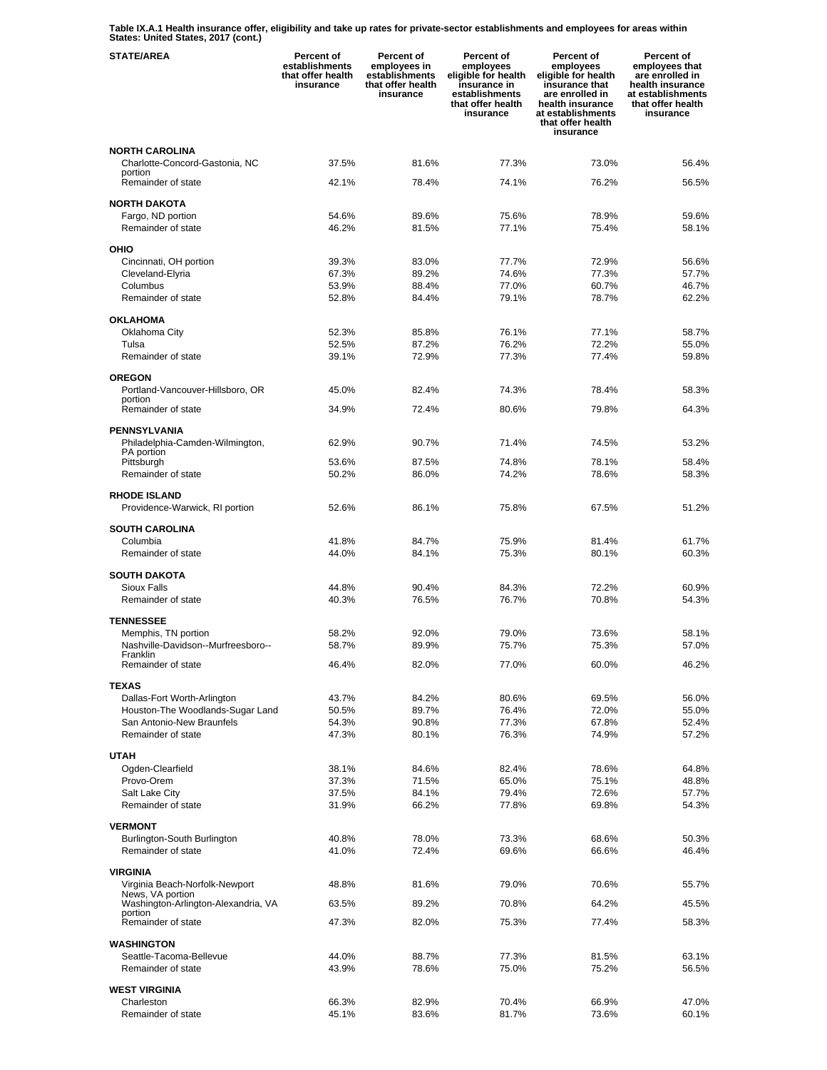**Table IX.A.1 Health insurance offer, eligibility and take up rates for private-sector establishments and employees for areas within States: United States, 2017 (cont.)**

| STATE/AREA | Percent of establishments that offer health insurance | Percent of employees in establishments that offer health insurance | Percent of employees eligible for health insurance in establishments that offer health insurance | Percent of employees eligible for health insurance that are enrolled in health insurance at establishments that offer health insurance | Percent of employees that are enrolled in health insurance at establishments that offer health insurance |
|---|---|---|---|---|---|
| **NORTH CAROLINA** | | | | | |
| Charlotte-Concord-Gastonia, NC portion | 37.5% | 81.6% | 77.3% | 73.0% | 56.4% |
| Remainder of state | 42.1% | 78.4% | 74.1% | 76.2% | 56.5% |
| **NORTH DAKOTA** | | | | | |
| Fargo, ND portion | 54.6% | 89.6% | 75.6% | 78.9% | 59.6% |
| Remainder of state | 46.2% | 81.5% | 77.1% | 75.4% | 58.1% |
| **OHIO** | | | | | |
| Cincinnati, OH portion | 39.3% | 83.0% | 77.7% | 72.9% | 56.6% |
| Cleveland-Elyria | 67.3% | 89.2% | 74.6% | 77.3% | 57.7% |
| Columbus | 53.9% | 88.4% | 77.0% | 60.7% | 46.7% |
| Remainder of state | 52.8% | 84.4% | 79.1% | 78.7% | 62.2% |
| **OKLAHOMA** | | | | | |
| Oklahoma City | 52.3% | 85.8% | 76.1% | 77.1% | 58.7% |
| Tulsa | 52.5% | 87.2% | 76.2% | 72.2% | 55.0% |
| Remainder of state | 39.1% | 72.9% | 77.3% | 77.4% | 59.8% |
| **OREGON** | | | | | |
| Portland-Vancouver-Hillsboro, OR portion | 45.0% | 82.4% | 74.3% | 78.4% | 58.3% |
| Remainder of state | 34.9% | 72.4% | 80.6% | 79.8% | 64.3% |
| **PENNSYLVANIA** | | | | | |
| Philadelphia-Camden-Wilmington, PA portion | 62.9% | 90.7% | 71.4% | 74.5% | 53.2% |
| Pittsburgh | 53.6% | 87.5% | 74.8% | 78.1% | 58.4% |
| Remainder of state | 50.2% | 86.0% | 74.2% | 78.6% | 58.3% |
| **RHODE ISLAND** | | | | | |
| Providence-Warwick, RI portion | 52.6% | 86.1% | 75.8% | 67.5% | 51.2% |
| **SOUTH CAROLINA** | | | | | |
| Columbia | 41.8% | 84.7% | 75.9% | 81.4% | 61.7% |
| Remainder of state | 44.0% | 84.1% | 75.3% | 80.1% | 60.3% |
| **SOUTH DAKOTA** | | | | | |
| Sioux Falls | 44.8% | 90.4% | 84.3% | 72.2% | 60.9% |
| Remainder of state | 40.3% | 76.5% | 76.7% | 70.8% | 54.3% |
| **TENNESSEE** | | | | | |
| Memphis, TN portion | 58.2% | 92.0% | 79.0% | 73.6% | 58.1% |
| Nashville-Davidson--Murfreesboro--Franklin | 58.7% | 89.9% | 75.7% | 75.3% | 57.0% |
| Remainder of state | 46.4% | 82.0% | 77.0% | 60.0% | 46.2% |
| **TEXAS** | | | | | |
| Dallas-Fort Worth-Arlington | 43.7% | 84.2% | 80.6% | 69.5% | 56.0% |
| Houston-The Woodlands-Sugar Land | 50.5% | 89.7% | 76.4% | 72.0% | 55.0% |
| San Antonio-New Braunfels | 54.3% | 90.8% | 77.3% | 67.8% | 52.4% |
| Remainder of state | 47.3% | 80.1% | 76.3% | 74.9% | 57.2% |
| **UTAH** | | | | | |
| Ogden-Clearfield | 38.1% | 84.6% | 82.4% | 78.6% | 64.8% |
| Provo-Orem | 37.3% | 71.5% | 65.0% | 75.1% | 48.8% |
| Salt Lake City | 37.5% | 84.1% | 79.4% | 72.6% | 57.7% |
| Remainder of state | 31.9% | 66.2% | 77.8% | 69.8% | 54.3% |
| **VERMONT** | | | | | |
| Burlington-South Burlington | 40.8% | 78.0% | 73.3% | 68.6% | 50.3% |
| Remainder of state | 41.0% | 72.4% | 69.6% | 66.6% | 46.4% |
| **VIRGINIA** | | | | | |
| Virginia Beach-Norfolk-Newport News, VA portion | 48.8% | 81.6% | 79.0% | 70.6% | 55.7% |
| Washington-Arlington-Alexandria, VA portion | 63.5% | 89.2% | 70.8% | 64.2% | 45.5% |
| Remainder of state | 47.3% | 82.0% | 75.3% | 77.4% | 58.3% |
| **WASHINGTON** | | | | | |
| Seattle-Tacoma-Bellevue | 44.0% | 88.7% | 77.3% | 81.5% | 63.1% |
| Remainder of state | 43.9% | 78.6% | 75.0% | 75.2% | 56.5% |
| **WEST VIRGINIA** | | | | | |
| Charleston | 66.3% | 82.9% | 70.4% | 66.9% | 47.0% |
| Remainder of state | 45.1% | 83.6% | 81.7% | 73.6% | 60.1% |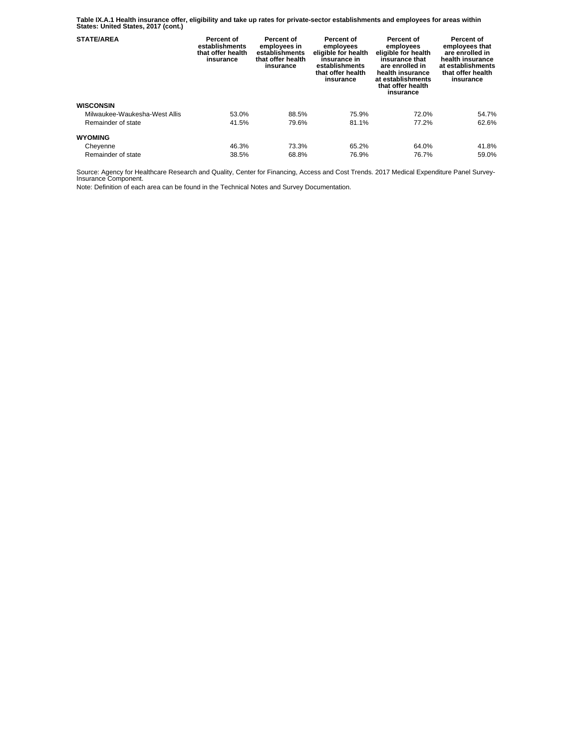**Table IX.A.1 Health insurance offer, eligibility and take up rates for private-sector establishments and employees for areas within States: United States, 2017 (cont.)**

| STATE/AREA | Percent of establishments that offer health insurance | Percent of employees in establishments that offer health insurance | Percent of employees eligible for health insurance in establishments that offer health insurance | Percent of employees eligible for health insurance that are enrolled in health insurance at establishments that offer health insurance | Percent of employees that are enrolled in health insurance at establishments that offer health insurance |
|---|---|---|---|---|---|
| **WISCONSIN** | | | | | |
| Milwaukee-Waukesha-West Allis | 53.0% | 88.5% | 75.9% | 72.0% | 54.7% |
| Remainder of state | 41.5% | 79.6% | 81.1% | 77.2% | 62.6% |
| **WYOMING** | | | | | |
| Cheyenne | 46.3% | 73.3% | 65.2% | 64.0% | 41.8% |
| Remainder of state | 38.5% | 68.8% | 76.9% | 76.7% | 59.0% |

Source: Agency for Healthcare Research and Quality, Center for Financing, Access and Cost Trends. 2017 Medical Expenditure Panel Survey-Insurance Component.

Note: Definition of each area can be found in the Technical Notes and Survey Documentation.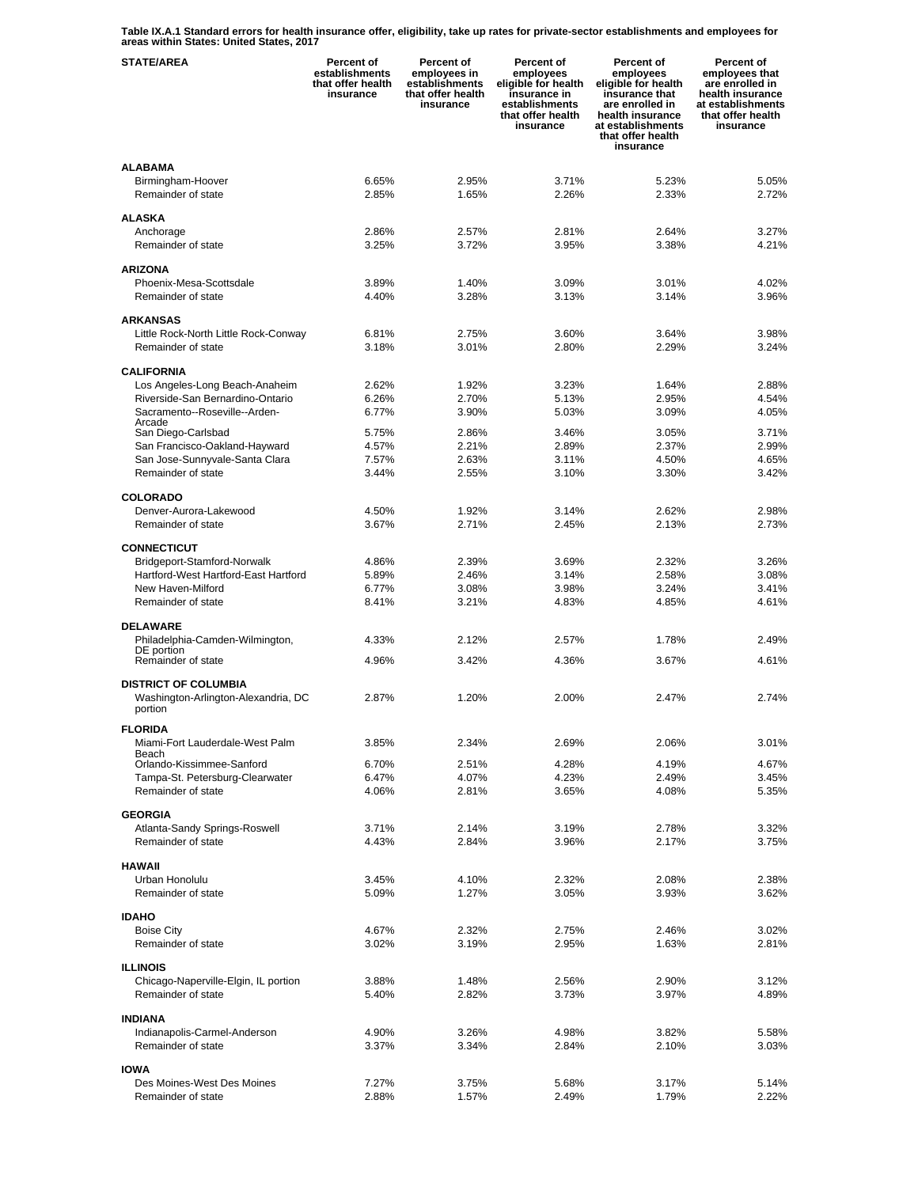**Table IX.A.1 Standard errors for health insurance offer, eligibility, take up rates for private-sector establishments and employees for areas within States: United States, 2017**

| STATE/AREA | Percent of establishments that offer health insurance | Percent of employees in establishments that offer health insurance | Percent of employees eligible for health insurance in establishments that offer health insurance | Percent of employees eligible for health insurance that are enrolled in health insurance at establishments that offer health insurance | Percent of employees that are enrolled in health insurance at establishments that offer health insurance |
|---|---|---|---|---|---|
| **ALABAMA** | | | | | |
| Birmingham-Hoover | 6.65% | 2.95% | 3.71% | 5.23% | 5.05% |
| Remainder of state | 2.85% | 1.65% | 2.26% | 2.33% | 2.72% |
| **ALASKA** | | | | | |
| Anchorage | 2.86% | 2.57% | 2.81% | 2.64% | 3.27% |
| Remainder of state | 3.25% | 3.72% | 3.95% | 3.38% | 4.21% |
| **ARIZONA** | | | | | |
| Phoenix-Mesa-Scottsdale | 3.89% | 1.40% | 3.09% | 3.01% | 4.02% |
| Remainder of state | 4.40% | 3.28% | 3.13% | 3.14% | 3.96% |
| **ARKANSAS** | | | | | |
| Little Rock-North Little Rock-Conway | 6.81% | 2.75% | 3.60% | 3.64% | 3.98% |
| Remainder of state | 3.18% | 3.01% | 2.80% | 2.29% | 3.24% |
| **CALIFORNIA** | | | | | |
| Los Angeles-Long Beach-Anaheim | 2.62% | 1.92% | 3.23% | 1.64% | 2.88% |
| Riverside-San Bernardino-Ontario | 6.26% | 2.70% | 5.13% | 2.95% | 4.54% |
| Sacramento--Roseville--Arden-Arcade | 6.77% | 3.90% | 5.03% | 3.09% | 4.05% |
| San Diego-Carlsbad | 5.75% | 2.86% | 3.46% | 3.05% | 3.71% |
| San Francisco-Oakland-Hayward | 4.57% | 2.21% | 2.89% | 2.37% | 2.99% |
| San Jose-Sunnyvale-Santa Clara | 7.57% | 2.63% | 3.11% | 4.50% | 4.65% |
| Remainder of state | 3.44% | 2.55% | 3.10% | 3.30% | 3.42% |
| **COLORADO** | | | | | |
| Denver-Aurora-Lakewood | 4.50% | 1.92% | 3.14% | 2.62% | 2.98% |
| Remainder of state | 3.67% | 2.71% | 2.45% | 2.13% | 2.73% |
| **CONNECTICUT** | | | | | |
| Bridgeport-Stamford-Norwalk | 4.86% | 2.39% | 3.69% | 2.32% | 3.26% |
| Hartford-West Hartford-East Hartford | 5.89% | 2.46% | 3.14% | 2.58% | 3.08% |
| New Haven-Milford | 6.77% | 3.08% | 3.98% | 3.24% | 3.41% |
| Remainder of state | 8.41% | 3.21% | 4.83% | 4.85% | 4.61% |
| **DELAWARE** | | | | | |
| Philadelphia-Camden-Wilmington, DE portion | 4.33% | 2.12% | 2.57% | 1.78% | 2.49% |
| Remainder of state | 4.96% | 3.42% | 4.36% | 3.67% | 4.61% |
| **DISTRICT OF COLUMBIA** | | | | | |
| Washington-Arlington-Alexandria, DC portion | 2.87% | 1.20% | 2.00% | 2.47% | 2.74% |
| **FLORIDA** | | | | | |
| Miami-Fort Lauderdale-West Palm Beach | 3.85% | 2.34% | 2.69% | 2.06% | 3.01% |
| Orlando-Kissimmee-Sanford | 6.70% | 2.51% | 4.28% | 4.19% | 4.67% |
| Tampa-St. Petersburg-Clearwater | 6.47% | 4.07% | 4.23% | 2.49% | 3.45% |
| Remainder of state | 4.06% | 2.81% | 3.65% | 4.08% | 5.35% |
| **GEORGIA** | | | | | |
| Atlanta-Sandy Springs-Roswell | 3.71% | 2.14% | 3.19% | 2.78% | 3.32% |
| Remainder of state | 4.43% | 2.84% | 3.96% | 2.17% | 3.75% |
| **HAWAII** | | | | | |
| Urban Honolulu | 3.45% | 4.10% | 2.32% | 2.08% | 2.38% |
| Remainder of state | 5.09% | 1.27% | 3.05% | 3.93% | 3.62% |
| **IDAHO** | | | | | |
| Boise City | 4.67% | 2.32% | 2.75% | 2.46% | 3.02% |
| Remainder of state | 3.02% | 3.19% | 2.95% | 1.63% | 2.81% |
| **ILLINOIS** | | | | | |
| Chicago-Naperville-Elgin, IL portion | 3.88% | 1.48% | 2.56% | 2.90% | 3.12% |
| Remainder of state | 5.40% | 2.82% | 3.73% | 3.97% | 4.89% |
| **INDIANA** | | | | | |
| Indianapolis-Carmel-Anderson | 4.90% | 3.26% | 4.98% | 3.82% | 5.58% |
| Remainder of state | 3.37% | 3.34% | 2.84% | 2.10% | 3.03% |
| **IOWA** | | | | | |
| Des Moines-West Des Moines | 7.27% | 3.75% | 5.68% | 3.17% | 5.14% |
| Remainder of state | 2.88% | 1.57% | 2.49% | 1.79% | 2.22% |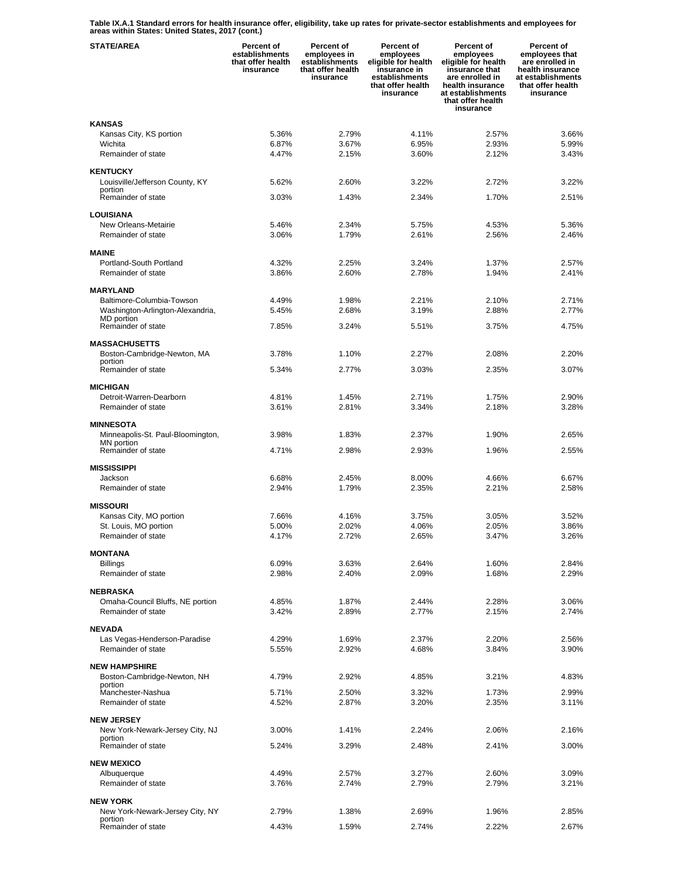**Table IX.A.1 Standard errors for health insurance offer, eligibility, take up rates for private-sector establishments and employees for areas within States: United States, 2017 (cont.)**

| STATE/AREA | Percent of establishments that offer health insurance | Percent of employees in establishments that offer health insurance | Percent of employees eligible for health insurance in establishments that offer health insurance | Percent of employees eligible for health insurance that are enrolled in health insurance at establishments that offer health insurance | Percent of employees that are enrolled in health insurance at establishments that offer health insurance |
|---|---|---|---|---|---|
| **KANSAS** | | | | | |
| Kansas City, KS portion | 5.36% | 2.79% | 4.11% | 2.57% | 3.66% |
| Wichita | 6.87% | 3.67% | 6.95% | 2.93% | 5.99% |
| Remainder of state | 4.47% | 2.15% | 3.60% | 2.12% | 3.43% |
| **KENTUCKY** | | | | | |
| Louisville/Jefferson County, KY portion | 5.62% | 2.60% | 3.22% | 2.72% | 3.22% |
| Remainder of state | 3.03% | 1.43% | 2.34% | 1.70% | 2.51% |
| **LOUISIANA** | | | | | |
| New Orleans-Metairie | 5.46% | 2.34% | 5.75% | 4.53% | 5.36% |
| Remainder of state | 3.06% | 1.79% | 2.61% | 2.56% | 2.46% |
| **MAINE** | | | | | |
| Portland-South Portland | 4.32% | 2.25% | 3.24% | 1.37% | 2.57% |
| Remainder of state | 3.86% | 2.60% | 2.78% | 1.94% | 2.41% |
| **MARYLAND** | | | | | |
| Baltimore-Columbia-Towson | 4.49% | 1.98% | 2.21% | 2.10% | 2.71% |
| Washington-Arlington-Alexandria, MD portion | 5.45% | 2.68% | 3.19% | 2.88% | 2.77% |
| Remainder of state | 7.85% | 3.24% | 5.51% | 3.75% | 4.75% |
| **MASSACHUSETTS** | | | | | |
| Boston-Cambridge-Newton, MA portion | 3.78% | 1.10% | 2.27% | 2.08% | 2.20% |
| Remainder of state | 5.34% | 2.77% | 3.03% | 2.35% | 3.07% |
| **MICHIGAN** | | | | | |
| Detroit-Warren-Dearborn | 4.81% | 1.45% | 2.71% | 1.75% | 2.90% |
| Remainder of state | 3.61% | 2.81% | 3.34% | 2.18% | 3.28% |
| **MINNESOTA** | | | | | |
| Minneapolis-St. Paul-Bloomington, MN portion | 3.98% | 1.83% | 2.37% | 1.90% | 2.65% |
| Remainder of state | 4.71% | 2.98% | 2.93% | 1.96% | 2.55% |
| **MISSISSIPPI** | | | | | |
| Jackson | 6.68% | 2.45% | 8.00% | 4.66% | 6.67% |
| Remainder of state | 2.94% | 1.79% | 2.35% | 2.21% | 2.58% |
| **MISSOURI** | | | | | |
| Kansas City, MO portion | 7.66% | 4.16% | 3.75% | 3.05% | 3.52% |
| St. Louis, MO portion | 5.00% | 2.02% | 4.06% | 2.05% | 3.86% |
| Remainder of state | 4.17% | 2.72% | 2.65% | 3.47% | 3.26% |
| **MONTANA** | | | | | |
| Billings | 6.09% | 3.63% | 2.64% | 1.60% | 2.84% |
| Remainder of state | 2.98% | 2.40% | 2.09% | 1.68% | 2.29% |
| **NEBRASKA** | | | | | |
| Omaha-Council Bluffs, NE portion | 4.85% | 1.87% | 2.44% | 2.28% | 3.06% |
| Remainder of state | 3.42% | 2.89% | 2.77% | 2.15% | 2.74% |
| **NEVADA** | | | | | |
| Las Vegas-Henderson-Paradise | 4.29% | 1.69% | 2.37% | 2.20% | 2.56% |
| Remainder of state | 5.55% | 2.92% | 4.68% | 3.84% | 3.90% |
| **NEW HAMPSHIRE** | | | | | |
| Boston-Cambridge-Newton, NH portion | 4.79% | 2.92% | 4.85% | 3.21% | 4.83% |
| Manchester-Nashua | 5.71% | 2.50% | 3.32% | 1.73% | 2.99% |
| Remainder of state | 4.52% | 2.87% | 3.20% | 2.35% | 3.11% |
| **NEW JERSEY** | | | | | |
| New York-Newark-Jersey City, NJ portion | 3.00% | 1.41% | 2.24% | 2.06% | 2.16% |
| Remainder of state | 5.24% | 3.29% | 2.48% | 2.41% | 3.00% |
| **NEW MEXICO** | | | | | |
| Albuquerque | 4.49% | 2.57% | 3.27% | 2.60% | 3.09% |
| Remainder of state | 3.76% | 2.74% | 2.79% | 2.79% | 3.21% |
| **NEW YORK** | | | | | |
| New York-Newark-Jersey City, NY portion | 2.79% | 1.38% | 2.69% | 1.96% | 2.85% |
| Remainder of state | 4.43% | 1.59% | 2.74% | 2.22% | 2.67% |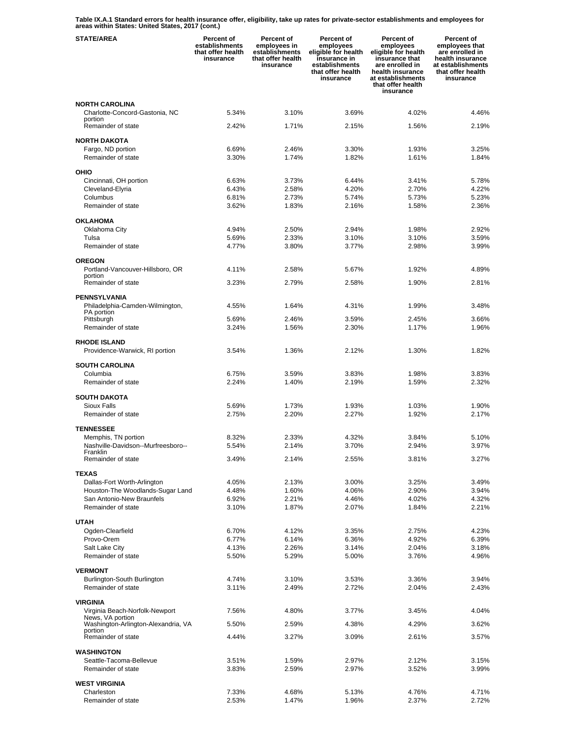**Table IX.A.1 Standard errors for health insurance offer, eligibility, take up rates for private-sector establishments and employees for areas within States: United States, 2017 (cont.)**

| STATE/AREA | Percent of establishments that offer health insurance | Percent of employees in establishments that offer health insurance | Percent of employees eligible for health insurance in establishments that offer health insurance | Percent of employees eligible for health insurance that are enrolled in health insurance at establishments that offer health insurance | Percent of employees that are enrolled in health insurance at establishments that offer health insurance |
|---|---|---|---|---|---|
| **NORTH CAROLINA** | | | | | |
| Charlotte-Concord-Gastonia, NC portion | 5.34% | 3.10% | 3.69% | 4.02% | 4.46% |
| Remainder of state | 2.42% | 1.71% | 2.15% | 1.56% | 2.19% |
| **NORTH DAKOTA** | | | | | |
| Fargo, ND portion | 6.69% | 2.46% | 3.30% | 1.93% | 3.25% |
| Remainder of state | 3.30% | 1.74% | 1.82% | 1.61% | 1.84% |
| **OHIO** | | | | | |
| Cincinnati, OH portion | 6.63% | 3.73% | 6.44% | 3.41% | 5.78% |
| Cleveland-Elyria | 6.43% | 2.58% | 4.20% | 2.70% | 4.22% |
| Columbus | 6.81% | 2.73% | 5.74% | 5.73% | 5.23% |
| Remainder of state | 3.62% | 1.83% | 2.16% | 1.58% | 2.36% |
| **OKLAHOMA** | | | | | |
| Oklahoma City | 4.94% | 2.50% | 2.94% | 1.98% | 2.92% |
| Tulsa | 5.69% | 2.33% | 3.10% | 3.10% | 3.59% |
| Remainder of state | 4.77% | 3.80% | 3.77% | 2.98% | 3.99% |
| **OREGON** | | | | | |
| Portland-Vancouver-Hillsboro, OR portion | 4.11% | 2.58% | 5.67% | 1.92% | 4.89% |
| Remainder of state | 3.23% | 2.79% | 2.58% | 1.90% | 2.81% |
| **PENNSYLVANIA** | | | | | |
| Philadelphia-Camden-Wilmington, PA portion | 4.55% | 1.64% | 4.31% | 1.99% | 3.48% |
| Pittsburgh | 5.69% | 2.46% | 3.59% | 2.45% | 3.66% |
| Remainder of state | 3.24% | 1.56% | 2.30% | 1.17% | 1.96% |
| **RHODE ISLAND** | | | | | |
| Providence-Warwick, RI portion | 3.54% | 1.36% | 2.12% | 1.30% | 1.82% |
| **SOUTH CAROLINA** | | | | | |
| Columbia | 6.75% | 3.59% | 3.83% | 1.98% | 3.83% |
| Remainder of state | 2.24% | 1.40% | 2.19% | 1.59% | 2.32% |
| **SOUTH DAKOTA** | | | | | |
| Sioux Falls | 5.69% | 1.73% | 1.93% | 1.03% | 1.90% |
| Remainder of state | 2.75% | 2.20% | 2.27% | 1.92% | 2.17% |
| **TENNESSEE** | | | | | |
| Memphis, TN portion | 8.32% | 2.33% | 4.32% | 3.84% | 5.10% |
| Nashville-Davidson--Murfreesboro--Franklin | 5.54% | 2.14% | 3.70% | 2.94% | 3.97% |
| Remainder of state | 3.49% | 2.14% | 2.55% | 3.81% | 3.27% |
| **TEXAS** | | | | | |
| Dallas-Fort Worth-Arlington | 4.05% | 2.13% | 3.00% | 3.25% | 3.49% |
| Houston-The Woodlands-Sugar Land | 4.48% | 1.60% | 4.06% | 2.90% | 3.94% |
| San Antonio-New Braunfels | 6.92% | 2.21% | 4.46% | 4.02% | 4.32% |
| Remainder of state | 3.10% | 1.87% | 2.07% | 1.84% | 2.21% |
| **UTAH** | | | | | |
| Ogden-Clearfield | 6.70% | 4.12% | 3.35% | 2.75% | 4.23% |
| Provo-Orem | 6.77% | 6.14% | 6.36% | 4.92% | 6.39% |
| Salt Lake City | 4.13% | 2.26% | 3.14% | 2.04% | 3.18% |
| Remainder of state | 5.50% | 5.29% | 5.00% | 3.76% | 4.96% |
| **VERMONT** | | | | | |
| Burlington-South Burlington | 4.74% | 3.10% | 3.53% | 3.36% | 3.94% |
| Remainder of state | 3.11% | 2.49% | 2.72% | 2.04% | 2.43% |
| **VIRGINIA** | | | | | |
| Virginia Beach-Norfolk-Newport News, VA portion | 7.56% | 4.80% | 3.77% | 3.45% | 4.04% |
| Washington-Arlington-Alexandria, VA portion | 5.50% | 2.59% | 4.38% | 4.29% | 3.62% |
| Remainder of state | 4.44% | 3.27% | 3.09% | 2.61% | 3.57% |
| **WASHINGTON** | | | | | |
| Seattle-Tacoma-Bellevue | 3.51% | 1.59% | 2.97% | 2.12% | 3.15% |
| Remainder of state | 3.83% | 2.59% | 2.97% | 3.52% | 3.99% |
| **WEST VIRGINIA** | | | | | |
| Charleston | 7.33% | 4.68% | 5.13% | 4.76% | 4.71% |
| Remainder of state | 2.53% | 1.47% | 1.96% | 2.37% | 2.72% |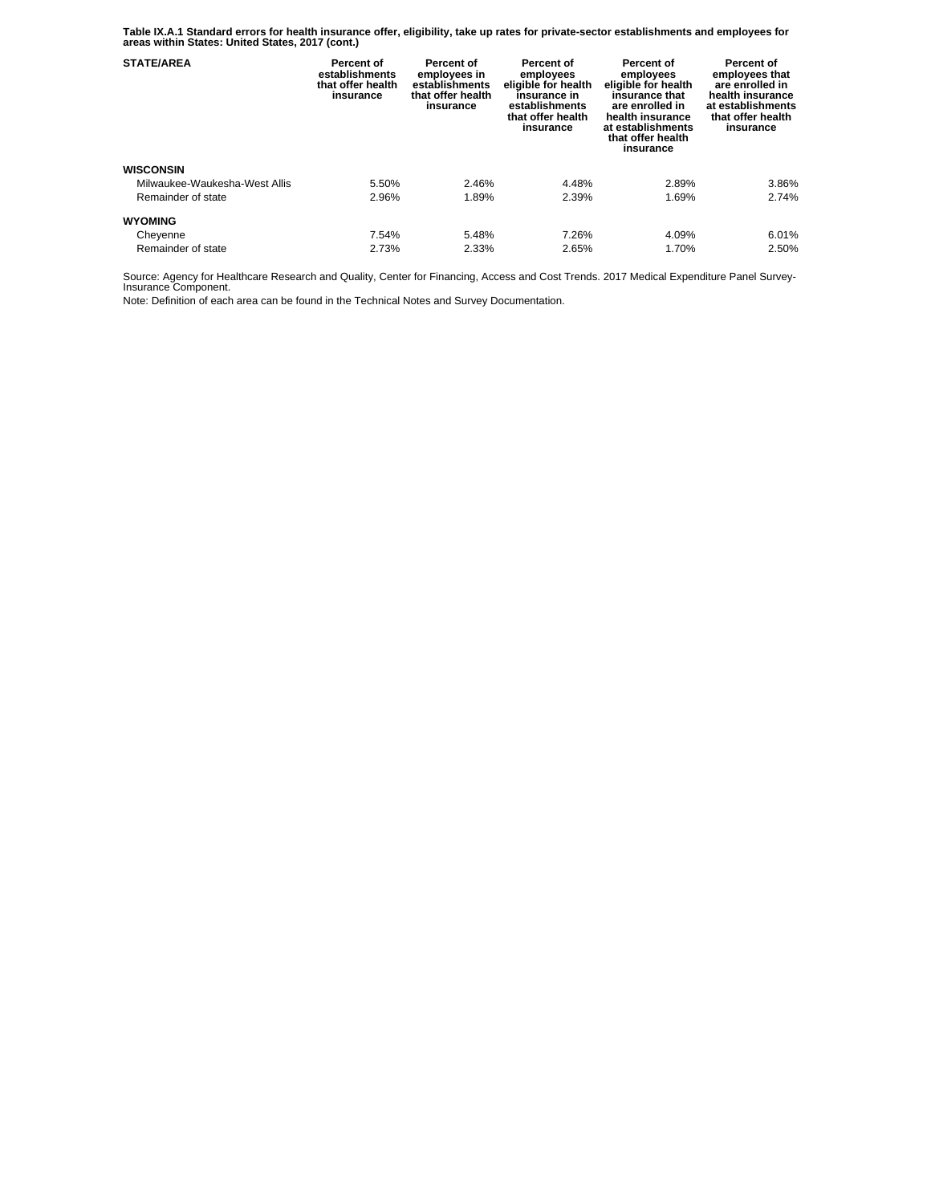**Table IX.A.1 Standard errors for health insurance offer, eligibility, take up rates for private-sector establishments and employees for areas within States: United States, 2017 (cont.)**

| STATE/AREA | Percent of establishments that offer health insurance | Percent of employees in establishments that offer health insurance | Percent of employees eligible for health insurance in establishments that offer health insurance | Percent of employees eligible for health insurance that are enrolled in health insurance at establishments that offer health insurance | Percent of employees that are enrolled in health insurance at establishments that offer health insurance |
|---|---|---|---|---|---|
| **WISCONSIN** | | | | | |
| Milwaukee-Waukesha-West Allis | 5.50% | 2.46% | 4.48% | 2.89% | 3.86% |
| Remainder of state | 2.96% | 1.89% | 2.39% | 1.69% | 2.74% |
| **WYOMING** | | | | | |
| Cheyenne | 7.54% | 5.48% | 7.26% | 4.09% | 6.01% |
| Remainder of state | 2.73% | 2.33% | 2.65% | 1.70% | 2.50% |

Source: Agency for Healthcare Research and Quality, Center for Financing, Access and Cost Trends. 2017 Medical Expenditure Panel Survey-Insurance Component.

Note: Definition of each area can be found in the Technical Notes and Survey Documentation.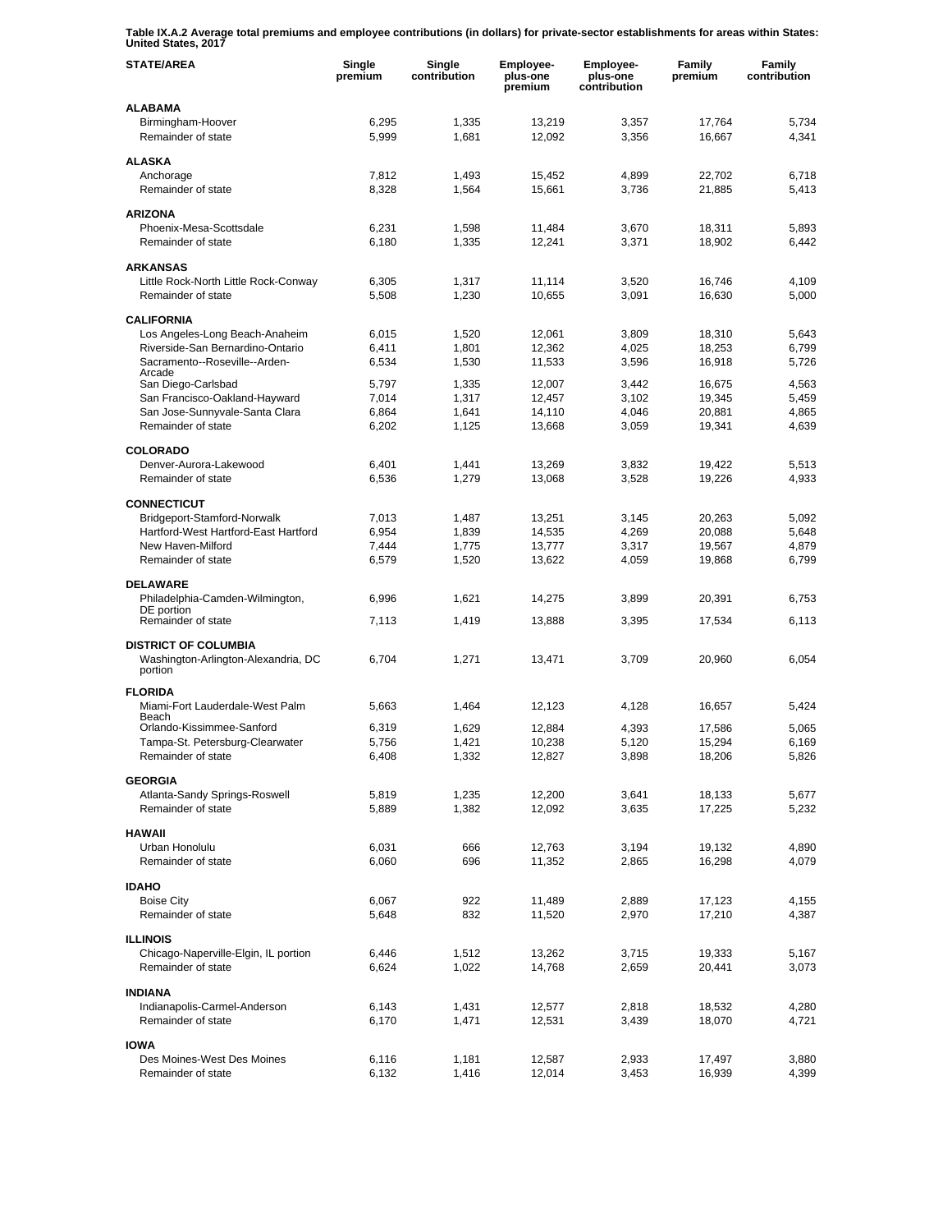**Table IX.A.2 Average total premiums and employee contributions (in dollars) for private-sector establishments for areas within States: United States, 2017**

| STATE/AREA | Single premium | Single contribution | Employee-plus-one premium | Employee-plus-one contribution | Family premium | Family contribution |
|---|---|---|---|---|---|---|
| **ALABAMA** | | | | | | |
| Birmingham-Hoover | 6,295 | 1,335 | 13,219 | 3,357 | 17,764 | 5,734 |
| Remainder of state | 5,999 | 1,681 | 12,092 | 3,356 | 16,667 | 4,341 |
| **ALASKA** | | | | | | |
| Anchorage | 7,812 | 1,493 | 15,452 | 4,899 | 22,702 | 6,718 |
| Remainder of state | 8,328 | 1,564 | 15,661 | 3,736 | 21,885 | 5,413 |
| **ARIZONA** | | | | | | |
| Phoenix-Mesa-Scottsdale | 6,231 | 1,598 | 11,484 | 3,670 | 18,311 | 5,893 |
| Remainder of state | 6,180 | 1,335 | 12,241 | 3,371 | 18,902 | 6,442 |
| **ARKANSAS** | | | | | | |
| Little Rock-North Little Rock-Conway | 6,305 | 1,317 | 11,114 | 3,520 | 16,746 | 4,109 |
| Remainder of state | 5,508 | 1,230 | 10,655 | 3,091 | 16,630 | 5,000 |
| **CALIFORNIA** | | | | | | |
| Los Angeles-Long Beach-Anaheim | 6,015 | 1,520 | 12,061 | 3,809 | 18,310 | 5,643 |
| Riverside-San Bernardino-Ontario | 6,411 | 1,801 | 12,362 | 4,025 | 18,253 | 6,799 |
| Sacramento--Roseville--Arden-Arcade | 6,534 | 1,530 | 11,533 | 3,596 | 16,918 | 5,726 |
| San Diego-Carlsbad | 5,797 | 1,335 | 12,007 | 3,442 | 16,675 | 4,563 |
| San Francisco-Oakland-Hayward | 7,014 | 1,317 | 12,457 | 3,102 | 19,345 | 5,459 |
| San Jose-Sunnyvale-Santa Clara | 6,864 | 1,641 | 14,110 | 4,046 | 20,881 | 4,865 |
| Remainder of state | 6,202 | 1,125 | 13,668 | 3,059 | 19,341 | 4,639 |
| **COLORADO** | | | | | | |
| Denver-Aurora-Lakewood | 6,401 | 1,441 | 13,269 | 3,832 | 19,422 | 5,513 |
| Remainder of state | 6,536 | 1,279 | 13,068 | 3,528 | 19,226 | 4,933 |
| **CONNECTICUT** | | | | | | |
| Bridgeport-Stamford-Norwalk | 7,013 | 1,487 | 13,251 | 3,145 | 20,263 | 5,092 |
| Hartford-West Hartford-East Hartford | 6,954 | 1,839 | 14,535 | 4,269 | 20,088 | 5,648 |
| New Haven-Milford | 7,444 | 1,775 | 13,777 | 3,317 | 19,567 | 4,879 |
| Remainder of state | 6,579 | 1,520 | 13,622 | 4,059 | 19,868 | 6,799 |
| **DELAWARE** | | | | | | |
| Philadelphia-Camden-Wilmington, DE portion | 6,996 | 1,621 | 14,275 | 3,899 | 20,391 | 6,753 |
| Remainder of state | 7,113 | 1,419 | 13,888 | 3,395 | 17,534 | 6,113 |
| **DISTRICT OF COLUMBIA** | | | | | | |
| Washington-Arlington-Alexandria, DC portion | 6,704 | 1,271 | 13,471 | 3,709 | 20,960 | 6,054 |
| **FLORIDA** | | | | | | |
| Miami-Fort Lauderdale-West Palm Beach | 5,663 | 1,464 | 12,123 | 4,128 | 16,657 | 5,424 |
| Orlando-Kissimmee-Sanford | 6,319 | 1,629 | 12,884 | 4,393 | 17,586 | 5,065 |
| Tampa-St. Petersburg-Clearwater | 5,756 | 1,421 | 10,238 | 5,120 | 15,294 | 6,169 |
| Remainder of state | 6,408 | 1,332 | 12,827 | 3,898 | 18,206 | 5,826 |
| **GEORGIA** | | | | | | |
| Atlanta-Sandy Springs-Roswell | 5,819 | 1,235 | 12,200 | 3,641 | 18,133 | 5,677 |
| Remainder of state | 5,889 | 1,382 | 12,092 | 3,635 | 17,225 | 5,232 |
| **HAWAII** | | | | | | |
| Urban Honolulu | 6,031 | 666 | 12,763 | 3,194 | 19,132 | 4,890 |
| Remainder of state | 6,060 | 696 | 11,352 | 2,865 | 16,298 | 4,079 |
| **IDAHO** | | | | | | |
| Boise City | 6,067 | 922 | 11,489 | 2,889 | 17,123 | 4,155 |
| Remainder of state | 5,648 | 832 | 11,520 | 2,970 | 17,210 | 4,387 |
| **ILLINOIS** | | | | | | |
| Chicago-Naperville-Elgin, IL portion | 6,446 | 1,512 | 13,262 | 3,715 | 19,333 | 5,167 |
| Remainder of state | 6,624 | 1,022 | 14,768 | 2,659 | 20,441 | 3,073 |
| **INDIANA** | | | | | | |
| Indianapolis-Carmel-Anderson | 6,143 | 1,431 | 12,577 | 2,818 | 18,532 | 4,280 |
| Remainder of state | 6,170 | 1,471 | 12,531 | 3,439 | 18,070 | 4,721 |
| **IOWA** | | | | | | |
| Des Moines-West Des Moines | 6,116 | 1,181 | 12,587 | 2,933 | 17,497 | 3,880 |
| Remainder of state | 6,132 | 1,416 | 12,014 | 3,453 | 16,939 | 4,399 |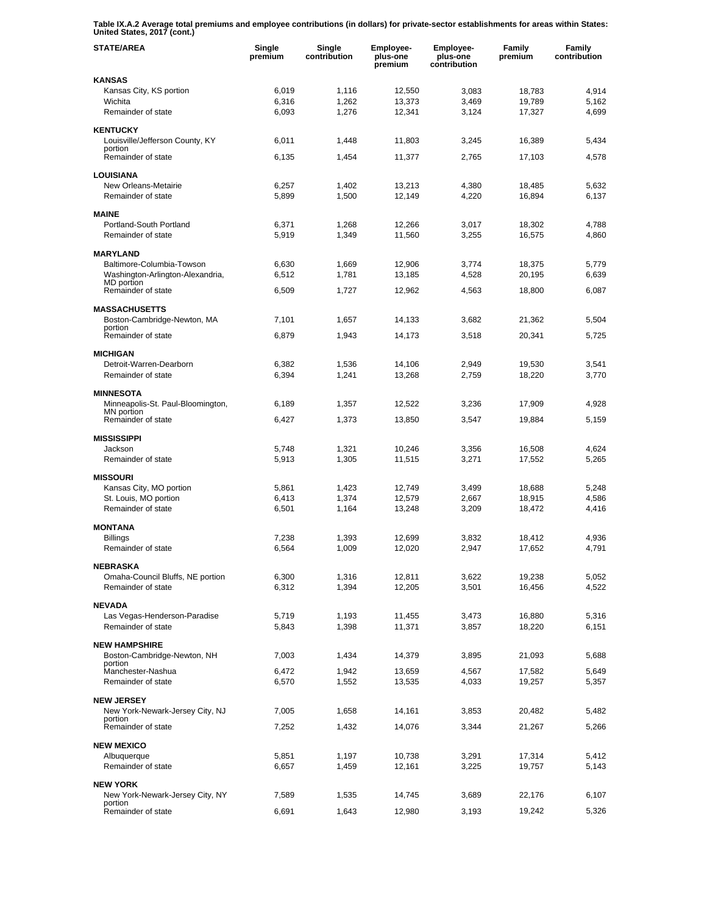**Table IX.A.2 Average total premiums and employee contributions (in dollars) for private-sector establishments for areas within States: United States, 2017 (cont.)**

| STATE/AREA | Single premium | Single contribution | Employee-plus-one premium | Employee-plus-one contribution | Family premium | Family contribution |
|---|---|---|---|---|---|---|
| **KANSAS** | | | | | | |
| Kansas City, KS portion | 6,019 | 1,116 | 12,550 | 3,083 | 18,783 | 4,914 |
| Wichita | 6,316 | 1,262 | 13,373 | 3,469 | 19,789 | 5,162 |
| Remainder of state | 6,093 | 1,276 | 12,341 | 3,124 | 17,327 | 4,699 |
| **KENTUCKY** | | | | | | |
| Louisville/Jefferson County, KY portion | 6,011 | 1,448 | 11,803 | 3,245 | 16,389 | 5,434 |
| Remainder of state | 6,135 | 1,454 | 11,377 | 2,765 | 17,103 | 4,578 |
| **LOUISIANA** | | | | | | |
| New Orleans-Metairie | 6,257 | 1,402 | 13,213 | 4,380 | 18,485 | 5,632 |
| Remainder of state | 5,899 | 1,500 | 12,149 | 4,220 | 16,894 | 6,137 |
| **MAINE** | | | | | | |
| Portland-South Portland | 6,371 | 1,268 | 12,266 | 3,017 | 18,302 | 4,788 |
| Remainder of state | 5,919 | 1,349 | 11,560 | 3,255 | 16,575 | 4,860 |
| **MARYLAND** | | | | | | |
| Baltimore-Columbia-Towson | 6,630 | 1,669 | 12,906 | 3,774 | 18,375 | 5,779 |
| Washington-Arlington-Alexandria, MD portion | 6,512 | 1,781 | 13,185 | 4,528 | 20,195 | 6,639 |
| Remainder of state | 6,509 | 1,727 | 12,962 | 4,563 | 18,800 | 6,087 |
| **MASSACHUSETTS** | | | | | | |
| Boston-Cambridge-Newton, MA portion | 7,101 | 1,657 | 14,133 | 3,682 | 21,362 | 5,504 |
| Remainder of state | 6,879 | 1,943 | 14,173 | 3,518 | 20,341 | 5,725 |
| **MICHIGAN** | | | | | | |
| Detroit-Warren-Dearborn | 6,382 | 1,536 | 14,106 | 2,949 | 19,530 | 3,541 |
| Remainder of state | 6,394 | 1,241 | 13,268 | 2,759 | 18,220 | 3,770 |
| **MINNESOTA** | | | | | | |
| Minneapolis-St. Paul-Bloomington, MN portion | 6,189 | 1,357 | 12,522 | 3,236 | 17,909 | 4,928 |
| Remainder of state | 6,427 | 1,373 | 13,850 | 3,547 | 19,884 | 5,159 |
| **MISSISSIPPI** | | | | | | |
| Jackson | 5,748 | 1,321 | 10,246 | 3,356 | 16,508 | 4,624 |
| Remainder of state | 5,913 | 1,305 | 11,515 | 3,271 | 17,552 | 5,265 |
| **MISSOURI** | | | | | | |
| Kansas City, MO portion | 5,861 | 1,423 | 12,749 | 3,499 | 18,688 | 5,248 |
| St. Louis, MO portion | 6,413 | 1,374 | 12,579 | 2,667 | 18,915 | 4,586 |
| Remainder of state | 6,501 | 1,164 | 13,248 | 3,209 | 18,472 | 4,416 |
| **MONTANA** | | | | | | |
| Billings | 7,238 | 1,393 | 12,699 | 3,832 | 18,412 | 4,936 |
| Remainder of state | 6,564 | 1,009 | 12,020 | 2,947 | 17,652 | 4,791 |
| **NEBRASKA** | | | | | | |
| Omaha-Council Bluffs, NE portion | 6,300 | 1,316 | 12,811 | 3,622 | 19,238 | 5,052 |
| Remainder of state | 6,312 | 1,394 | 12,205 | 3,501 | 16,456 | 4,522 |
| **NEVADA** | | | | | | |
| Las Vegas-Henderson-Paradise | 5,719 | 1,193 | 11,455 | 3,473 | 16,880 | 5,316 |
| Remainder of state | 5,843 | 1,398 | 11,371 | 3,857 | 18,220 | 6,151 |
| **NEW HAMPSHIRE** | | | | | | |
| Boston-Cambridge-Newton, NH portion | 7,003 | 1,434 | 14,379 | 3,895 | 21,093 | 5,688 |
| Manchester-Nashua | 6,472 | 1,942 | 13,659 | 4,567 | 17,582 | 5,649 |
| Remainder of state | 6,570 | 1,552 | 13,535 | 4,033 | 19,257 | 5,357 |
| **NEW JERSEY** | | | | | | |
| New York-Newark-Jersey City, NJ portion | 7,005 | 1,658 | 14,161 | 3,853 | 20,482 | 5,482 |
| Remainder of state | 7,252 | 1,432 | 14,076 | 3,344 | 21,267 | 5,266 |
| **NEW MEXICO** | | | | | | |
| Albuquerque | 5,851 | 1,197 | 10,738 | 3,291 | 17,314 | 5,412 |
| Remainder of state | 6,657 | 1,459 | 12,161 | 3,225 | 19,757 | 5,143 |
| **NEW YORK** | | | | | | |
| New York-Newark-Jersey City, NY portion | 7,589 | 1,535 | 14,745 | 3,689 | 22,176 | 6,107 |
| Remainder of state | 6,691 | 1,643 | 12,980 | 3,193 | 19,242 | 5,326 |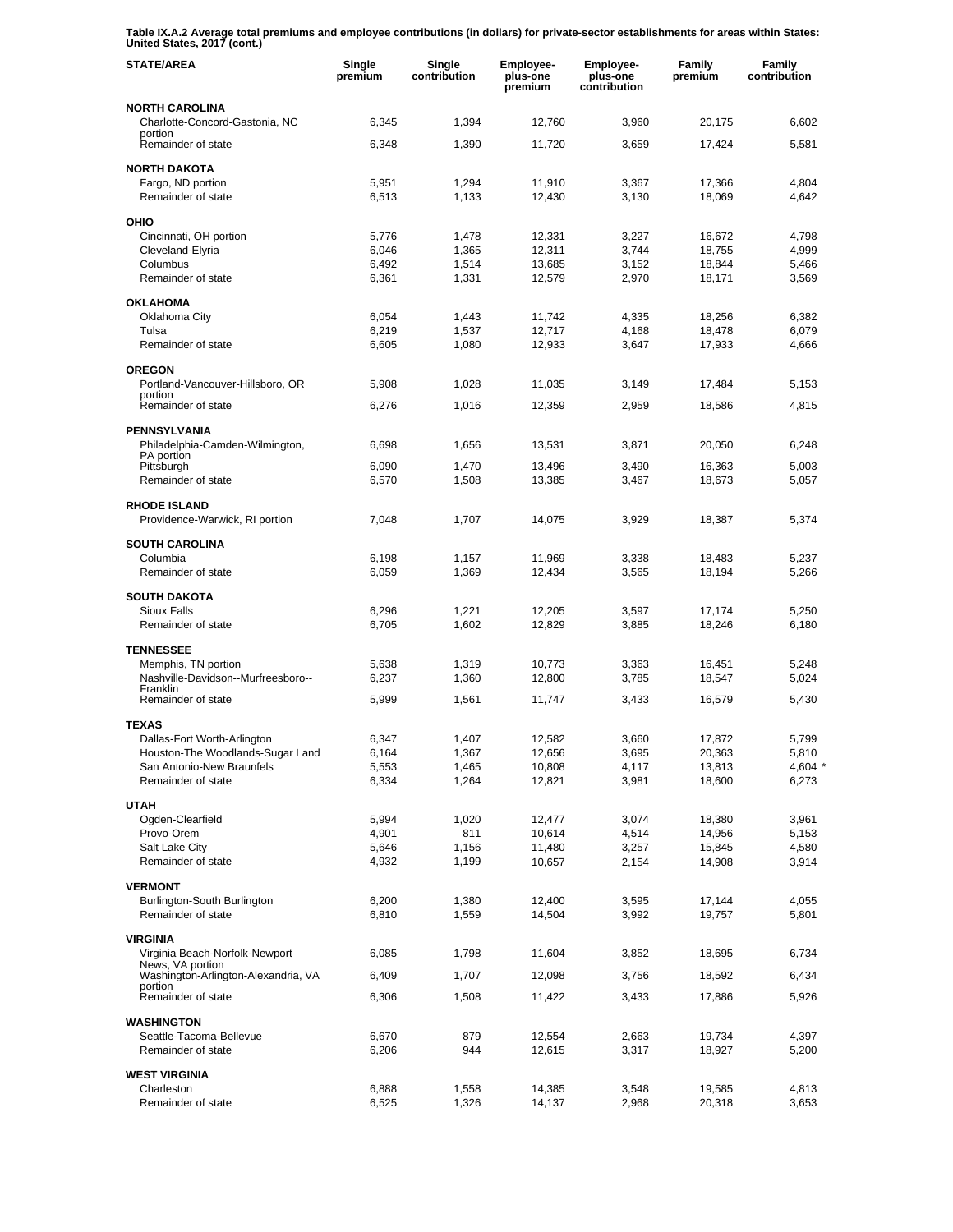**Table IX.A.2 Average total premiums and employee contributions (in dollars) for private-sector establishments for areas within States: United States, 2017 (cont.)**

| STATE/AREA | Single premium | Single contribution | Employee-plus-one premium | Employee-plus-one contribution | Family premium | Family contribution |
|---|---|---|---|---|---|---|
| **NORTH CAROLINA** | | | | | | |
| Charlotte-Concord-Gastonia, NC portion | 6,345 | 1,394 | 12,760 | 3,960 | 20,175 | 6,602 |
| Remainder of state | 6,348 | 1,390 | 11,720 | 3,659 | 17,424 | 5,581 |
| **NORTH DAKOTA** | | | | | | |
| Fargo, ND portion | 5,951 | 1,294 | 11,910 | 3,367 | 17,366 | 4,804 |
| Remainder of state | 6,513 | 1,133 | 12,430 | 3,130 | 18,069 | 4,642 |
| **OHIO** | | | | | | |
| Cincinnati, OH portion | 5,776 | 1,478 | 12,331 | 3,227 | 16,672 | 4,798 |
| Cleveland-Elyria | 6,046 | 1,365 | 12,311 | 3,744 | 18,755 | 4,999 |
| Columbus | 6,492 | 1,514 | 13,685 | 3,152 | 18,844 | 5,466 |
| Remainder of state | 6,361 | 1,331 | 12,579 | 2,970 | 18,171 | 3,569 |
| **OKLAHOMA** | | | | | | |
| Oklahoma City | 6,054 | 1,443 | 11,742 | 4,335 | 18,256 | 6,382 |
| Tulsa | 6,219 | 1,537 | 12,717 | 4,168 | 18,478 | 6,079 |
| Remainder of state | 6,605 | 1,080 | 12,933 | 3,647 | 17,933 | 4,666 |
| **OREGON** | | | | | | |
| Portland-Vancouver-Hillsboro, OR portion | 5,908 | 1,028 | 11,035 | 3,149 | 17,484 | 5,153 |
| Remainder of state | 6,276 | 1,016 | 12,359 | 2,959 | 18,586 | 4,815 |
| **PENNSYLVANIA** | | | | | | |
| Philadelphia-Camden-Wilmington, PA portion | 6,698 | 1,656 | 13,531 | 3,871 | 20,050 | 6,248 |
| Pittsburgh | 6,090 | 1,470 | 13,496 | 3,490 | 16,363 | 5,003 |
| Remainder of state | 6,570 | 1,508 | 13,385 | 3,467 | 18,673 | 5,057 |
| **RHODE ISLAND** | | | | | | |
| Providence-Warwick, RI portion | 7,048 | 1,707 | 14,075 | 3,929 | 18,387 | 5,374 |
| **SOUTH CAROLINA** | | | | | | |
| Columbia | 6,198 | 1,157 | 11,969 | 3,338 | 18,483 | 5,237 |
| Remainder of state | 6,059 | 1,369 | 12,434 | 3,565 | 18,194 | 5,266 |
| **SOUTH DAKOTA** | | | | | | |
| Sioux Falls | 6,296 | 1,221 | 12,205 | 3,597 | 17,174 | 5,250 |
| Remainder of state | 6,705 | 1,602 | 12,829 | 3,885 | 18,246 | 6,180 |
| **TENNESSEE** | | | | | | |
| Memphis, TN portion | 5,638 | 1,319 | 10,773 | 3,363 | 16,451 | 5,248 |
| Nashville-Davidson--Murfreesboro--Franklin | 6,237 | 1,360 | 12,800 | 3,785 | 18,547 | 5,024 |
| Remainder of state | 5,999 | 1,561 | 11,747 | 3,433 | 16,579 | 5,430 |
| **TEXAS** | | | | | | |
| Dallas-Fort Worth-Arlington | 6,347 | 1,407 | 12,582 | 3,660 | 17,872 | 5,799 |
| Houston-The Woodlands-Sugar Land | 6,164 | 1,367 | 12,656 | 3,695 | 20,363 | 5,810 |
| San Antonio-New Braunfels | 5,553 | 1,465 | 10,808 | 4,117 | 13,813 | 4,604 * |
| Remainder of state | 6,334 | 1,264 | 12,821 | 3,981 | 18,600 | 6,273 |
| **UTAH** | | | | | | |
| Ogden-Clearfield | 5,994 | 1,020 | 12,477 | 3,074 | 18,380 | 3,961 |
| Provo-Orem | 4,901 | 811 | 10,614 | 4,514 | 14,956 | 5,153 |
| Salt Lake City | 5,646 | 1,156 | 11,480 | 3,257 | 15,845 | 4,580 |
| Remainder of state | 4,932 | 1,199 | 10,657 | 2,154 | 14,908 | 3,914 |
| **VERMONT** | | | | | | |
| Burlington-South Burlington | 6,200 | 1,380 | 12,400 | 3,595 | 17,144 | 4,055 |
| Remainder of state | 6,810 | 1,559 | 14,504 | 3,992 | 19,757 | 5,801 |
| **VIRGINIA** | | | | | | |
| Virginia Beach-Norfolk-Newport News, VA portion | 6,085 | 1,798 | 11,604 | 3,852 | 18,695 | 6,734 |
| Washington-Arlington-Alexandria, VA portion | 6,409 | 1,707 | 12,098 | 3,756 | 18,592 | 6,434 |
| Remainder of state | 6,306 | 1,508 | 11,422 | 3,433 | 17,886 | 5,926 |
| **WASHINGTON** | | | | | | |
| Seattle-Tacoma-Bellevue | 6,670 | 879 | 12,554 | 2,663 | 19,734 | 4,397 |
| Remainder of state | 6,206 | 944 | 12,615 | 3,317 | 18,927 | 5,200 |
| **WEST VIRGINIA** | | | | | | |
| Charleston | 6,888 | 1,558 | 14,385 | 3,548 | 19,585 | 4,813 |
| Remainder of state | 6,525 | 1,326 | 14,137 | 2,968 | 20,318 | 3,653 |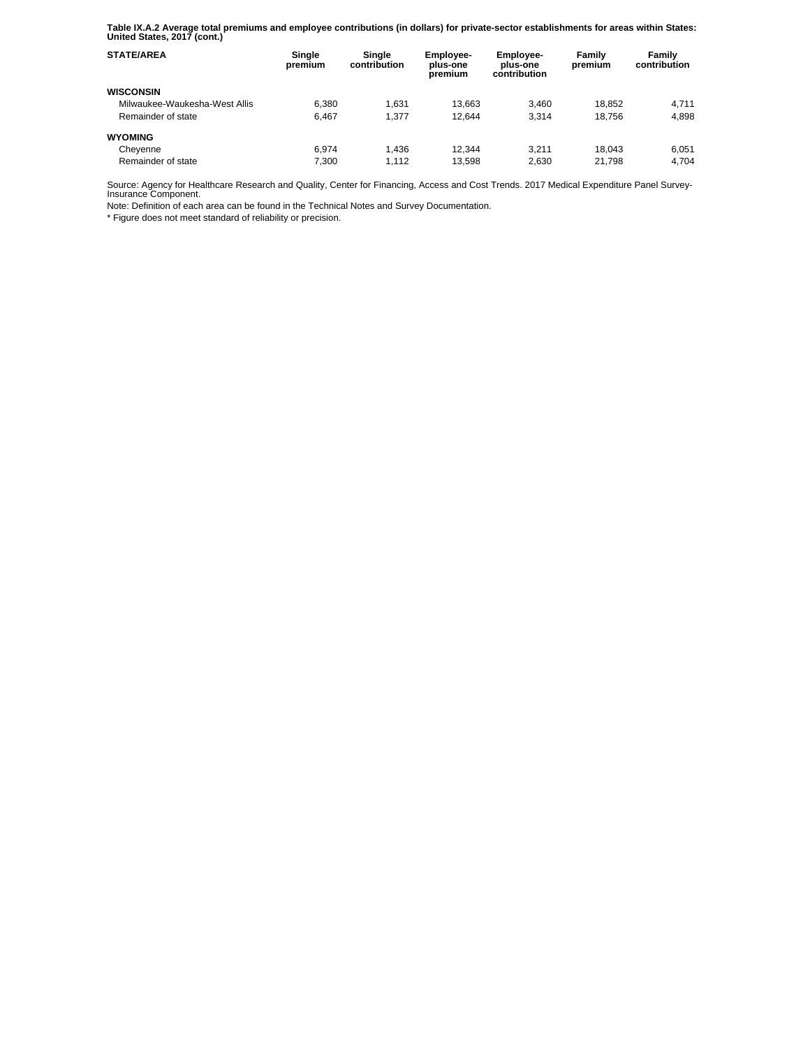**Table IX.A.2 Average total premiums and employee contributions (in dollars) for private-sector establishments for areas within States: United States, 2017 (cont.)**

| STATE/AREA | Single premium | Single contribution | Employee-plus-one premium | Employee-plus-one contribution | Family premium | Family contribution |
|---|---|---|---|---|---|---|
| **WISCONSIN** | | | | | | |
| Milwaukee-Waukesha-West Allis | 6,380 | 1,631 | 13,663 | 3,460 | 18,852 | 4,711 |
| Remainder of state | 6,467 | 1,377 | 12,644 | 3,314 | 18,756 | 4,898 |
| **WYOMING** | | | | | | |
| Cheyenne | 6,974 | 1,436 | 12,344 | 3,211 | 18,043 | 6,051 |
| Remainder of state | 7,300 | 1,112 | 13,598 | 2,630 | 21,798 | 4,704 |

Source: Agency for Healthcare Research and Quality, Center for Financing, Access and Cost Trends. 2017 Medical Expenditure Panel Survey-Insurance Component.

Note: Definition of each area can be found in the Technical Notes and Survey Documentation.

* Figure does not meet standard of reliability or precision.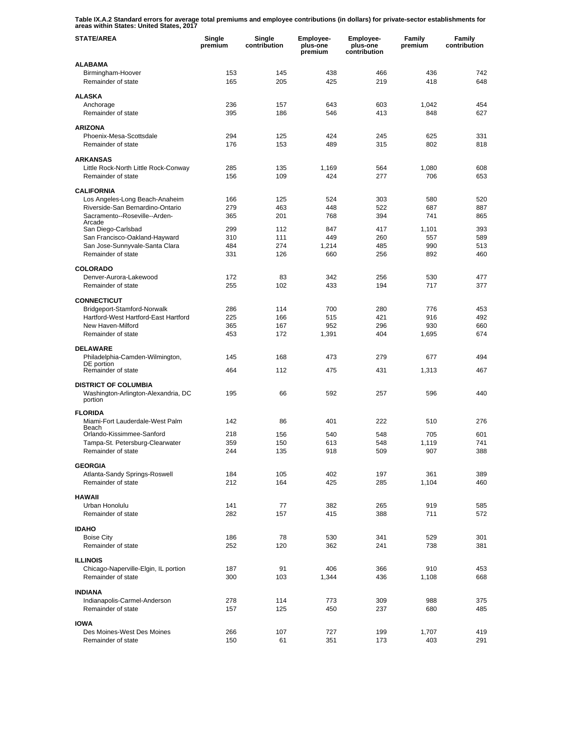**Table IX.A.2 Standard errors for average total premiums and employee contributions (in dollars) for private-sector establishments for areas within States: United States, 2017**

| STATE/AREA | Single premium | Single contribution | Employee-plus-one premium | Employee-plus-one contribution | Family premium | Family contribution |
|---|---|---|---|---|---|---|
| **ALABAMA** | | | | | | |
| Birmingham-Hoover | 153 | 145 | 438 | 466 | 436 | 742 |
| Remainder of state | 165 | 205 | 425 | 219 | 418 | 648 |
| **ALASKA** | | | | | | |
| Anchorage | 236 | 157 | 643 | 603 | 1,042 | 454 |
| Remainder of state | 395 | 186 | 546 | 413 | 848 | 627 |
| **ARIZONA** | | | | | | |
| Phoenix-Mesa-Scottsdale | 294 | 125 | 424 | 245 | 625 | 331 |
| Remainder of state | 176 | 153 | 489 | 315 | 802 | 818 |
| **ARKANSAS** | | | | | | |
| Little Rock-North Little Rock-Conway | 285 | 135 | 1,169 | 564 | 1,080 | 608 |
| Remainder of state | 156 | 109 | 424 | 277 | 706 | 653 |
| **CALIFORNIA** | | | | | | |
| Los Angeles-Long Beach-Anaheim | 166 | 125 | 524 | 303 | 580 | 520 |
| Riverside-San Bernardino-Ontario | 279 | 463 | 448 | 522 | 687 | 887 |
| Sacramento--Roseville--Arden-Arcade | 365 | 201 | 768 | 394 | 741 | 865 |
| San Diego-Carlsbad | 299 | 112 | 847 | 417 | 1,101 | 393 |
| San Francisco-Oakland-Hayward | 310 | 111 | 449 | 260 | 557 | 589 |
| San Jose-Sunnyvale-Santa Clara | 484 | 274 | 1,214 | 485 | 990 | 513 |
| Remainder of state | 331 | 126 | 660 | 256 | 892 | 460 |
| **COLORADO** | | | | | | |
| Denver-Aurora-Lakewood | 172 | 83 | 342 | 256 | 530 | 477 |
| Remainder of state | 255 | 102 | 433 | 194 | 717 | 377 |
| **CONNECTICUT** | | | | | | |
| Bridgeport-Stamford-Norwalk | 286 | 114 | 700 | 280 | 776 | 453 |
| Hartford-West Hartford-East Hartford | 225 | 166 | 515 | 421 | 916 | 492 |
| New Haven-Milford | 365 | 167 | 952 | 296 | 930 | 660 |
| Remainder of state | 453 | 172 | 1,391 | 404 | 1,695 | 674 |
| **DELAWARE** | | | | | | |
| Philadelphia-Camden-Wilmington, DE portion | 145 | 168 | 473 | 279 | 677 | 494 |
| Remainder of state | 464 | 112 | 475 | 431 | 1,313 | 467 |
| **DISTRICT OF COLUMBIA** | | | | | | |
| Washington-Arlington-Alexandria, DC portion | 195 | 66 | 592 | 257 | 596 | 440 |
| **FLORIDA** | | | | | | |
| Miami-Fort Lauderdale-West Palm Beach | 142 | 86 | 401 | 222 | 510 | 276 |
| Orlando-Kissimmee-Sanford | 218 | 156 | 540 | 548 | 705 | 601 |
| Tampa-St. Petersburg-Clearwater | 359 | 150 | 613 | 548 | 1,119 | 741 |
| Remainder of state | 244 | 135 | 918 | 509 | 907 | 388 |
| **GEORGIA** | | | | | | |
| Atlanta-Sandy Springs-Roswell | 184 | 105 | 402 | 197 | 361 | 389 |
| Remainder of state | 212 | 164 | 425 | 285 | 1,104 | 460 |
| **HAWAII** | | | | | | |
| Urban Honolulu | 141 | 77 | 382 | 265 | 919 | 585 |
| Remainder of state | 282 | 157 | 415 | 388 | 711 | 572 |
| **IDAHO** | | | | | | |
| Boise City | 186 | 78 | 530 | 341 | 529 | 301 |
| Remainder of state | 252 | 120 | 362 | 241 | 738 | 381 |
| **ILLINOIS** | | | | | | |
| Chicago-Naperville-Elgin, IL portion | 187 | 91 | 406 | 366 | 910 | 453 |
| Remainder of state | 300 | 103 | 1,344 | 436 | 1,108 | 668 |
| **INDIANA** | | | | | | |
| Indianapolis-Carmel-Anderson | 278 | 114 | 773 | 309 | 988 | 375 |
| Remainder of state | 157 | 125 | 450 | 237 | 680 | 485 |
| **IOWA** | | | | | | |
| Des Moines-West Des Moines | 266 | 107 | 727 | 199 | 1,707 | 419 |
| Remainder of state | 150 | 61 | 351 | 173 | 403 | 291 |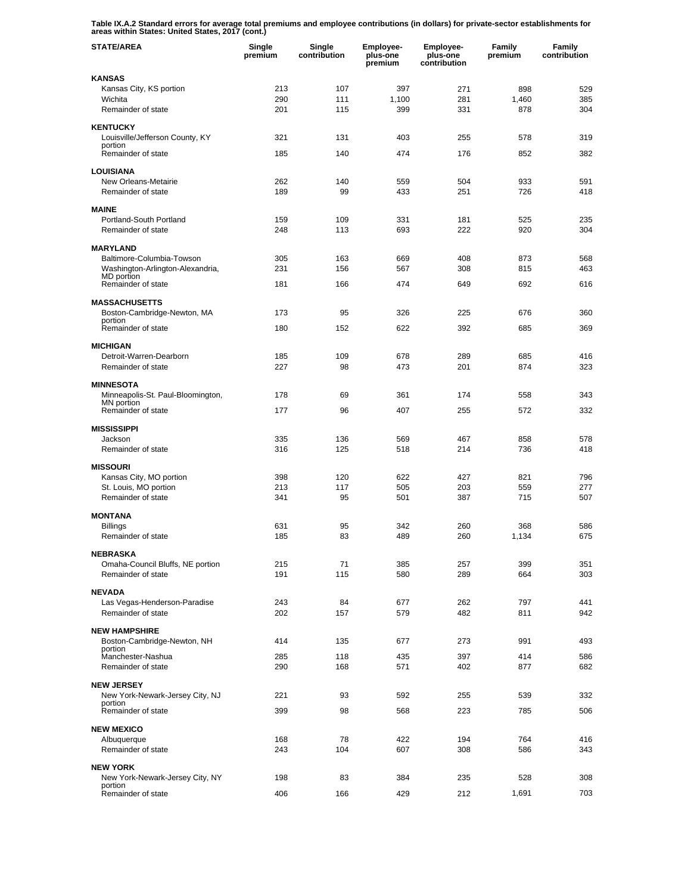**Table IX.A.2 Standard errors for average total premiums and employee contributions (in dollars) for private-sector establishments for areas within States: United States, 2017 (cont.)**

| STATE/AREA | Single premium | Single contribution | Employee-plus-one premium | Employee-plus-one contribution | Family premium | Family contribution |
|---|---|---|---|---|---|---|
| **KANSAS** | | | | | | |
| Kansas City, KS portion | 213 | 107 | 397 | 271 | 898 | 529 |
| Wichita | 290 | 111 | 1,100 | 281 | 1,460 | 385 |
| Remainder of state | 201 | 115 | 399 | 331 | 878 | 304 |
| **KENTUCKY** | | | | | | |
| Louisville/Jefferson County, KY portion | 321 | 131 | 403 | 255 | 578 | 319 |
| Remainder of state | 185 | 140 | 474 | 176 | 852 | 382 |
| **LOUISIANA** | | | | | | |
| New Orleans-Metairie | 262 | 140 | 559 | 504 | 933 | 591 |
| Remainder of state | 189 | 99 | 433 | 251 | 726 | 418 |
| **MAINE** | | | | | | |
| Portland-South Portland | 159 | 109 | 331 | 181 | 525 | 235 |
| Remainder of state | 248 | 113 | 693 | 222 | 920 | 304 |
| **MARYLAND** | | | | | | |
| Baltimore-Columbia-Towson | 305 | 163 | 669 | 408 | 873 | 568 |
| Washington-Arlington-Alexandria, MD portion | 231 | 156 | 567 | 308 | 815 | 463 |
| Remainder of state | 181 | 166 | 474 | 649 | 692 | 616 |
| **MASSACHUSETTS** | | | | | | |
| Boston-Cambridge-Newton, MA portion | 173 | 95 | 326 | 225 | 676 | 360 |
| Remainder of state | 180 | 152 | 622 | 392 | 685 | 369 |
| **MICHIGAN** | | | | | | |
| Detroit-Warren-Dearborn | 185 | 109 | 678 | 289 | 685 | 416 |
| Remainder of state | 227 | 98 | 473 | 201 | 874 | 323 |
| **MINNESOTA** | | | | | | |
| Minneapolis-St. Paul-Bloomington, MN portion | 178 | 69 | 361 | 174 | 558 | 343 |
| Remainder of state | 177 | 96 | 407 | 255 | 572 | 332 |
| **MISSISSIPPI** | | | | | | |
| Jackson | 335 | 136 | 569 | 467 | 858 | 578 |
| Remainder of state | 316 | 125 | 518 | 214 | 736 | 418 |
| **MISSOURI** | | | | | | |
| Kansas City, MO portion | 398 | 120 | 622 | 427 | 821 | 796 |
| St. Louis, MO portion | 213 | 117 | 505 | 203 | 559 | 277 |
| Remainder of state | 341 | 95 | 501 | 387 | 715 | 507 |
| **MONTANA** | | | | | | |
| Billings | 631 | 95 | 342 | 260 | 368 | 586 |
| Remainder of state | 185 | 83 | 489 | 260 | 1,134 | 675 |
| **NEBRASKA** | | | | | | |
| Omaha-Council Bluffs, NE portion | 215 | 71 | 385 | 257 | 399 | 351 |
| Remainder of state | 191 | 115 | 580 | 289 | 664 | 303 |
| **NEVADA** | | | | | | |
| Las Vegas-Henderson-Paradise | 243 | 84 | 677 | 262 | 797 | 441 |
| Remainder of state | 202 | 157 | 579 | 482 | 811 | 942 |
| **NEW HAMPSHIRE** | | | | | | |
| Boston-Cambridge-Newton, NH portion | 414 | 135 | 677 | 273 | 991 | 493 |
| Manchester-Nashua | 285 | 118 | 435 | 397 | 414 | 586 |
| Remainder of state | 290 | 168 | 571 | 402 | 877 | 682 |
| **NEW JERSEY** | | | | | | |
| New York-Newark-Jersey City, NJ portion | 221 | 93 | 592 | 255 | 539 | 332 |
| Remainder of state | 399 | 98 | 568 | 223 | 785 | 506 |
| **NEW MEXICO** | | | | | | |
| Albuquerque | 168 | 78 | 422 | 194 | 764 | 416 |
| Remainder of state | 243 | 104 | 607 | 308 | 586 | 343 |
| **NEW YORK** | | | | | | |
| New York-Newark-Jersey City, NY portion | 198 | 83 | 384 | 235 | 528 | 308 |
| Remainder of state | 406 | 166 | 429 | 212 | 1,691 | 703 |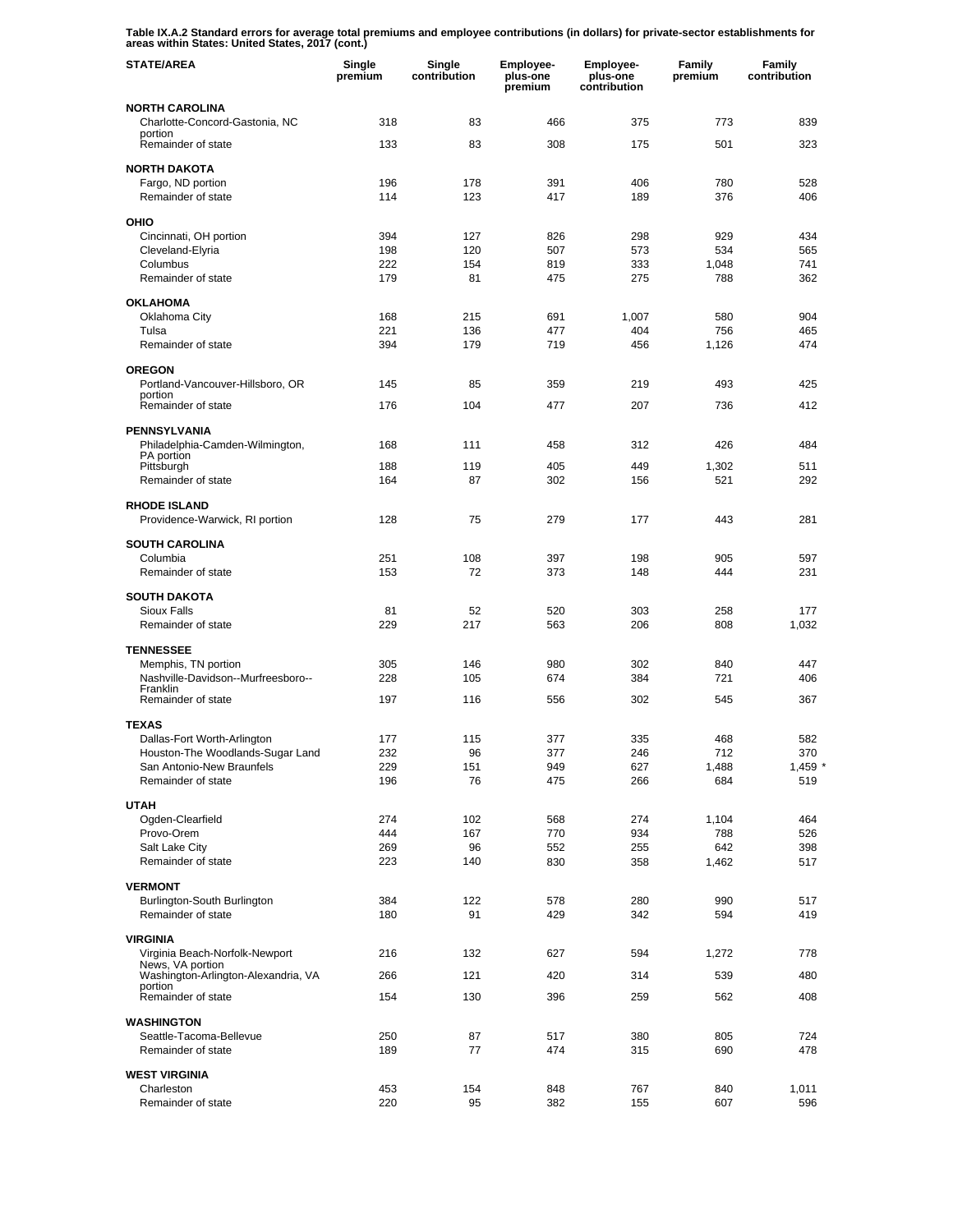**Table IX.A.2 Standard errors for average total premiums and employee contributions (in dollars) for private-sector establishments for areas within States: United States, 2017 (cont.)**

| STATE/AREA | Single premium | Single contribution | Employee-plus-one premium | Employee-plus-one contribution | Family premium | Family contribution |
|---|---|---|---|---|---|---|
| **NORTH CAROLINA** | | | | | | |
| Charlotte-Concord-Gastonia, NC portion | 318 | 83 | 466 | 375 | 773 | 839 |
| Remainder of state | 133 | 83 | 308 | 175 | 501 | 323 |
| **NORTH DAKOTA** | | | | | | |
| Fargo, ND portion | 196 | 178 | 391 | 406 | 780 | 528 |
| Remainder of state | 114 | 123 | 417 | 189 | 376 | 406 |
| **OHIO** | | | | | | |
| Cincinnati, OH portion | 394 | 127 | 826 | 298 | 929 | 434 |
| Cleveland-Elyria | 198 | 120 | 507 | 573 | 534 | 565 |
| Columbus | 222 | 154 | 819 | 333 | 1,048 | 741 |
| Remainder of state | 179 | 81 | 475 | 275 | 788 | 362 |
| **OKLAHOMA** | | | | | | |
| Oklahoma City | 168 | 215 | 691 | 1,007 | 580 | 904 |
| Tulsa | 221 | 136 | 477 | 404 | 756 | 465 |
| Remainder of state | 394 | 179 | 719 | 456 | 1,126 | 474 |
| **OREGON** | | | | | | |
| Portland-Vancouver-Hillsboro, OR portion | 145 | 85 | 359 | 219 | 493 | 425 |
| Remainder of state | 176 | 104 | 477 | 207 | 736 | 412 |
| **PENNSYLVANIA** | | | | | | |
| Philadelphia-Camden-Wilmington, PA portion | 168 | 111 | 458 | 312 | 426 | 484 |
| Pittsburgh | 188 | 119 | 405 | 449 | 1,302 | 511 |
| Remainder of state | 164 | 87 | 302 | 156 | 521 | 292 |
| **RHODE ISLAND** | | | | | | |
| Providence-Warwick, RI portion | 128 | 75 | 279 | 177 | 443 | 281 |
| **SOUTH CAROLINA** | | | | | | |
| Columbia | 251 | 108 | 397 | 198 | 905 | 597 |
| Remainder of state | 153 | 72 | 373 | 148 | 444 | 231 |
| **SOUTH DAKOTA** | | | | | | |
| Sioux Falls | 81 | 52 | 520 | 303 | 258 | 177 |
| Remainder of state | 229 | 217 | 563 | 206 | 808 | 1,032 |
| **TENNESSEE** | | | | | | |
| Memphis, TN portion | 305 | 146 | 980 | 302 | 840 | 447 |
| Nashville-Davidson--Murfreesboro--Franklin | 228 | 105 | 674 | 384 | 721 | 406 |
| Remainder of state | 197 | 116 | 556 | 302 | 545 | 367 |
| **TEXAS** | | | | | | |
| Dallas-Fort Worth-Arlington | 177 | 115 | 377 | 335 | 468 | 582 |
| Houston-The Woodlands-Sugar Land | 232 | 96 | 377 | 246 | 712 | 370 |
| San Antonio-New Braunfels | 229 | 151 | 949 | 627 | 1,488 | 1,459 * |
| Remainder of state | 196 | 76 | 475 | 266 | 684 | 519 |
| **UTAH** | | | | | | |
| Ogden-Clearfield | 274 | 102 | 568 | 274 | 1,104 | 464 |
| Provo-Orem | 444 | 167 | 770 | 934 | 788 | 526 |
| Salt Lake City | 269 | 96 | 552 | 255 | 642 | 398 |
| Remainder of state | 223 | 140 | 830 | 358 | 1,462 | 517 |
| **VERMONT** | | | | | | |
| Burlington-South Burlington | 384 | 122 | 578 | 280 | 990 | 517 |
| Remainder of state | 180 | 91 | 429 | 342 | 594 | 419 |
| **VIRGINIA** | | | | | | |
| Virginia Beach-Norfolk-Newport News, VA portion | 216 | 132 | 627 | 594 | 1,272 | 778 |
| Washington-Arlington-Alexandria, VA portion | 266 | 121 | 420 | 314 | 539 | 480 |
| Remainder of state | 154 | 130 | 396 | 259 | 562 | 408 |
| **WASHINGTON** | | | | | | |
| Seattle-Tacoma-Bellevue | 250 | 87 | 517 | 380 | 805 | 724 |
| Remainder of state | 189 | 77 | 474 | 315 | 690 | 478 |
| **WEST VIRGINIA** | | | | | | |
| Charleston | 453 | 154 | 848 | 767 | 840 | 1,011 |
| Remainder of state | 220 | 95 | 382 | 155 | 607 | 596 |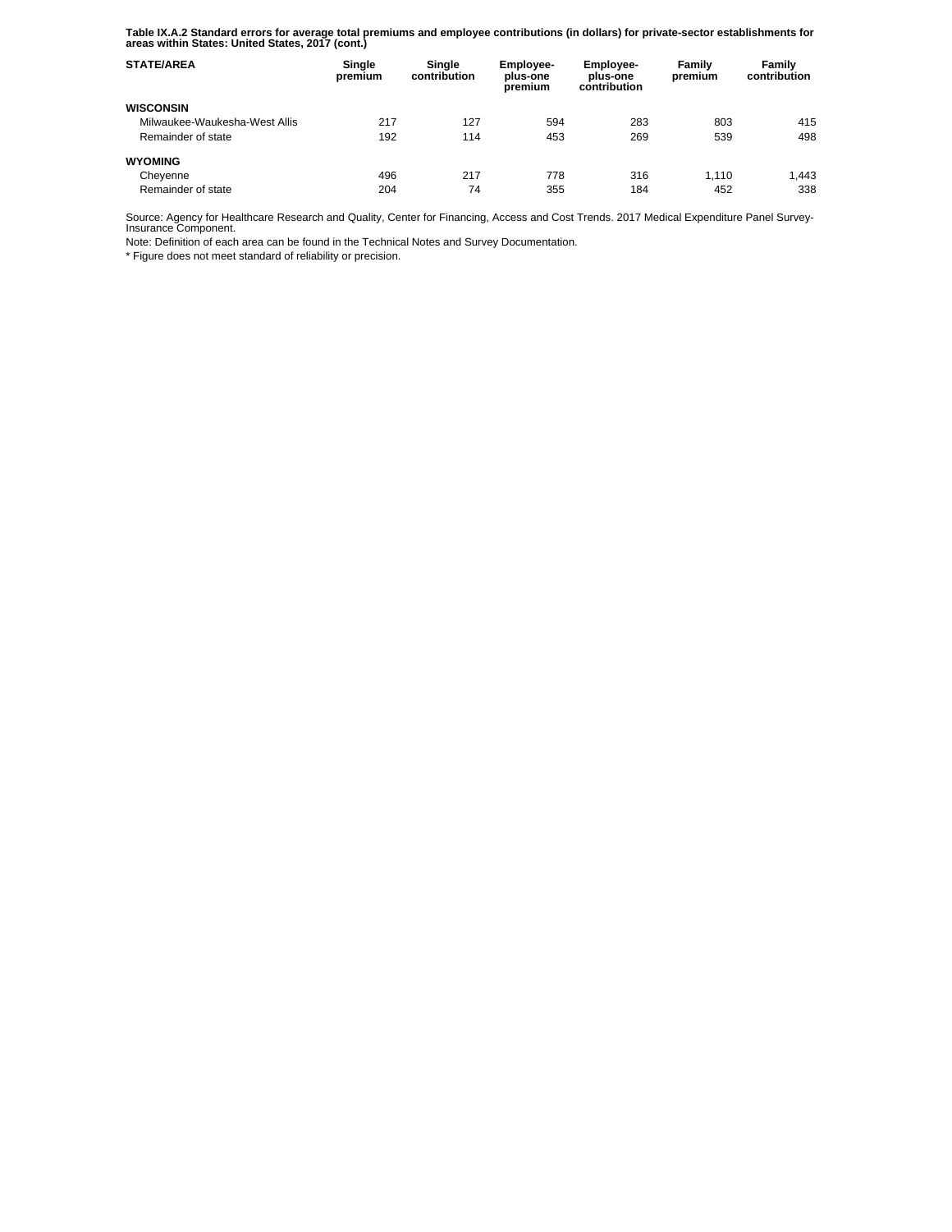**Table IX.A.2 Standard errors for average total premiums and employee contributions (in dollars) for private-sector establishments for areas within States: United States, 2017 (cont.)**

| STATE/AREA | Single premium | Single contribution | Employee-plus-one premium | Employee-plus-one contribution | Family premium | Family contribution |
|---|---|---|---|---|---|---|
| **WISCONSIN** | | | | | | |
| Milwaukee-Waukesha-West Allis | 217 | 127 | 594 | 283 | 803 | 415 |
| Remainder of state | 192 | 114 | 453 | 269 | 539 | 498 |
| **WYOMING** | | | | | | |
| Cheyenne | 496 | 217 | 778 | 316 | 1,110 | 1,443 |
| Remainder of state | 204 | 74 | 355 | 184 | 452 | 338 |

Source: Agency for Healthcare Research and Quality, Center for Financing, Access and Cost Trends. 2017 Medical Expenditure Panel Survey-Insurance Component.

Note: Definition of each area can be found in the Technical Notes and Survey Documentation.

* Figure does not meet standard of reliability or precision.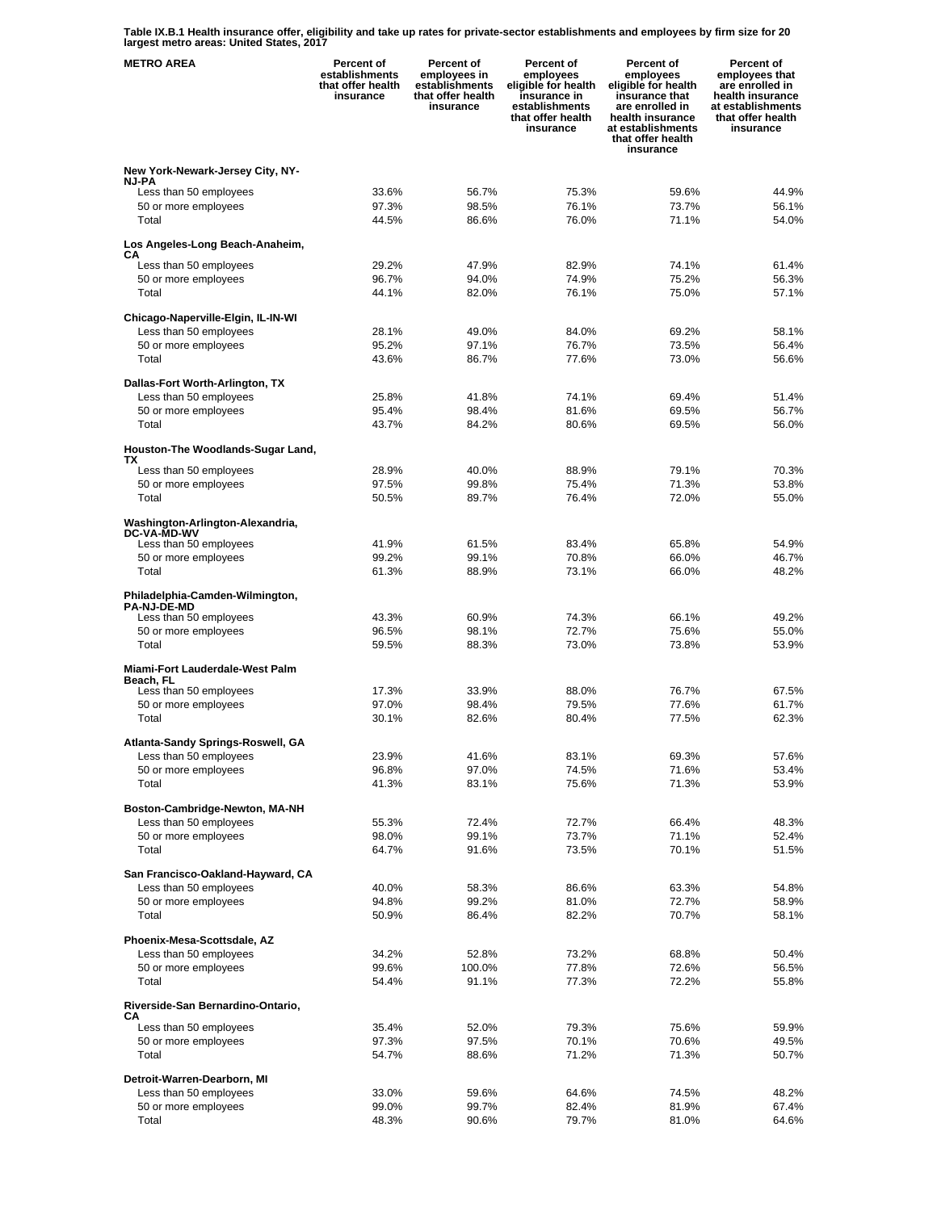**Table IX.B.1 Health insurance offer, eligibility and take up rates for private-sector establishments and employees by firm size for 20 largest metro areas: United States, 2017**

| METRO AREA | Percent of establishments that offer health insurance | Percent of employees in establishments that offer health insurance | Percent of employees eligible for health insurance in establishments that offer health insurance | Percent of employees eligible for health insurance that are enrolled in health insurance at establishments that offer health insurance | Percent of employees that are enrolled in health insurance at establishments that offer health insurance |
|---|---|---|---|---|---|
| **New York-Newark-Jersey City, NY-NJ-PA** | | | | | |
| Less than 50 employees | 33.6% | 56.7% | 75.3% | 59.6% | 44.9% |
| 50 or more employees | 97.3% | 98.5% | 76.1% | 73.7% | 56.1% |
| Total | 44.5% | 86.6% | 76.0% | 71.1% | 54.0% |
| **Los Angeles-Long Beach-Anaheim, CA** | | | | | |
| Less than 50 employees | 29.2% | 47.9% | 82.9% | 74.1% | 61.4% |
| 50 or more employees | 96.7% | 94.0% | 74.9% | 75.2% | 56.3% |
| Total | 44.1% | 82.0% | 76.1% | 75.0% | 57.1% |
| **Chicago-Naperville-Elgin, IL-IN-WI** | | | | | |
| Less than 50 employees | 28.1% | 49.0% | 84.0% | 69.2% | 58.1% |
| 50 or more employees | 95.2% | 97.1% | 76.7% | 73.5% | 56.4% |
| Total | 43.6% | 86.7% | 77.6% | 73.0% | 56.6% |
| **Dallas-Fort Worth-Arlington, TX** | | | | | |
| Less than 50 employees | 25.8% | 41.8% | 74.1% | 69.4% | 51.4% |
| 50 or more employees | 95.4% | 98.4% | 81.6% | 69.5% | 56.7% |
| Total | 43.7% | 84.2% | 80.6% | 69.5% | 56.0% |
| **Houston-The Woodlands-Sugar Land, TX** | | | | | |
| Less than 50 employees | 28.9% | 40.0% | 88.9% | 79.1% | 70.3% |
| 50 or more employees | 97.5% | 99.8% | 75.4% | 71.3% | 53.8% |
| Total | 50.5% | 89.7% | 76.4% | 72.0% | 55.0% |
| **Washington-Arlington-Alexandria, DC-VA-MD-WV** | | | | | |
| Less than 50 employees | 41.9% | 61.5% | 83.4% | 65.8% | 54.9% |
| 50 or more employees | 99.2% | 99.1% | 70.8% | 66.0% | 46.7% |
| Total | 61.3% | 88.9% | 73.1% | 66.0% | 48.2% |
| **Philadelphia-Camden-Wilmington, PA-NJ-DE-MD** | | | | | |
| Less than 50 employees | 43.3% | 60.9% | 74.3% | 66.1% | 49.2% |
| 50 or more employees | 96.5% | 98.1% | 72.7% | 75.6% | 55.0% |
| Total | 59.5% | 88.3% | 73.0% | 73.8% | 53.9% |
| **Miami-Fort Lauderdale-West Palm Beach, FL** | | | | | |
| Less than 50 employees | 17.3% | 33.9% | 88.0% | 76.7% | 67.5% |
| 50 or more employees | 97.0% | 98.4% | 79.5% | 77.6% | 61.7% |
| Total | 30.1% | 82.6% | 80.4% | 77.5% | 62.3% |
| **Atlanta-Sandy Springs-Roswell, GA** | | | | | |
| Less than 50 employees | 23.9% | 41.6% | 83.1% | 69.3% | 57.6% |
| 50 or more employees | 96.8% | 97.0% | 74.5% | 71.6% | 53.4% |
| Total | 41.3% | 83.1% | 75.6% | 71.3% | 53.9% |
| **Boston-Cambridge-Newton, MA-NH** | | | | | |
| Less than 50 employees | 55.3% | 72.4% | 72.7% | 66.4% | 48.3% |
| 50 or more employees | 98.0% | 99.1% | 73.7% | 71.1% | 52.4% |
| Total | 64.7% | 91.6% | 73.5% | 70.1% | 51.5% |
| **San Francisco-Oakland-Hayward, CA** | | | | | |
| Less than 50 employees | 40.0% | 58.3% | 86.6% | 63.3% | 54.8% |
| 50 or more employees | 94.8% | 99.2% | 81.0% | 72.7% | 58.9% |
| Total | 50.9% | 86.4% | 82.2% | 70.7% | 58.1% |
| **Phoenix-Mesa-Scottsdale, AZ** | | | | | |
| Less than 50 employees | 34.2% | 52.8% | 73.2% | 68.8% | 50.4% |
| 50 or more employees | 99.6% | 100.0% | 77.8% | 72.6% | 56.5% |
| Total | 54.4% | 91.1% | 77.3% | 72.2% | 55.8% |
| **Riverside-San Bernardino-Ontario, CA** | | | | | |
| Less than 50 employees | 35.4% | 52.0% | 79.3% | 75.6% | 59.9% |
| 50 or more employees | 97.3% | 97.5% | 70.1% | 70.6% | 49.5% |
| Total | 54.7% | 88.6% | 71.2% | 71.3% | 50.7% |
| **Detroit-Warren-Dearborn, MI** | | | | | |
| Less than 50 employees | 33.0% | 59.6% | 64.6% | 74.5% | 48.2% |
| 50 or more employees | 99.0% | 99.7% | 82.4% | 81.9% | 67.4% |
| Total | 48.3% | 90.6% | 79.7% | 81.0% | 64.6% |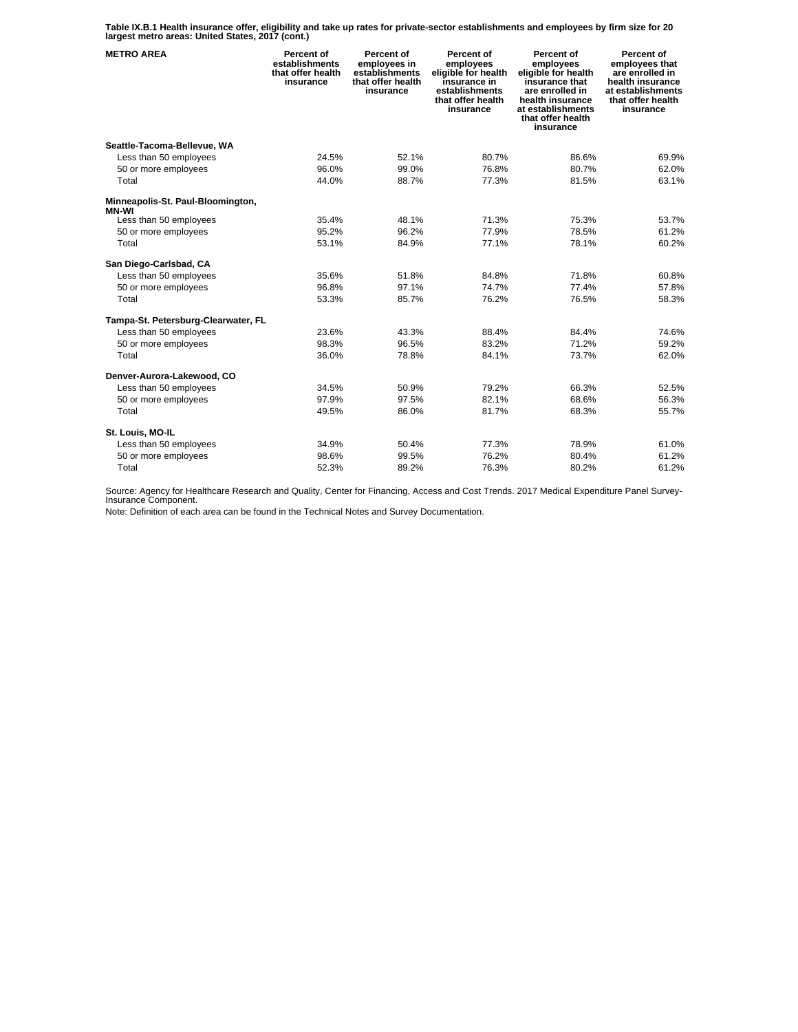**Table IX.B.1 Health insurance offer, eligibility and take up rates for private-sector establishments and employees by firm size for 20 largest metro areas: United States, 2017 (cont.)**

| METRO AREA | Percent of establishments that offer health insurance | Percent of employees in establishments that offer health insurance | Percent of employees eligible for health insurance in establishments that offer health insurance | Percent of employees eligible for health insurance that are enrolled in health insurance at establishments that offer health insurance | Percent of employees that are enrolled in health insurance at establishments that offer health insurance |
|---|---|---|---|---|---|
| **Seattle-Tacoma-Bellevue, WA** | | | | | |
| Less than 50 employees | 24.5% | 52.1% | 80.7% | 86.6% | 69.9% |
| 50 or more employees | 96.0% | 99.0% | 76.8% | 80.7% | 62.0% |
| Total | 44.0% | 88.7% | 77.3% | 81.5% | 63.1% |
| **Minneapolis-St. Paul-Bloomington, MN-WI** | | | | | |
| Less than 50 employees | 35.4% | 48.1% | 71.3% | 75.3% | 53.7% |
| 50 or more employees | 95.2% | 96.2% | 77.9% | 78.5% | 61.2% |
| Total | 53.1% | 84.9% | 77.1% | 78.1% | 60.2% |
| **San Diego-Carlsbad, CA** | | | | | |
| Less than 50 employees | 35.6% | 51.8% | 84.8% | 71.8% | 60.8% |
| 50 or more employees | 96.8% | 97.1% | 74.7% | 77.4% | 57.8% |
| Total | 53.3% | 85.7% | 76.2% | 76.5% | 58.3% |
| **Tampa-St. Petersburg-Clearwater, FL** | | | | | |
| Less than 50 employees | 23.6% | 43.3% | 88.4% | 84.4% | 74.6% |
| 50 or more employees | 98.3% | 96.5% | 83.2% | 71.2% | 59.2% |
| Total | 36.0% | 78.8% | 84.1% | 73.7% | 62.0% |
| **Denver-Aurora-Lakewood, CO** | | | | | |
| Less than 50 employees | 34.5% | 50.9% | 79.2% | 66.3% | 52.5% |
| 50 or more employees | 97.9% | 97.5% | 82.1% | 68.6% | 56.3% |
| Total | 49.5% | 86.0% | 81.7% | 68.3% | 55.7% |
| **St. Louis, MO-IL** | | | | | |
| Less than 50 employees | 34.9% | 50.4% | 77.3% | 78.9% | 61.0% |
| 50 or more employees | 98.6% | 99.5% | 76.2% | 80.4% | 61.2% |
| Total | 52.3% | 89.2% | 76.3% | 80.2% | 61.2% |

Source: Agency for Healthcare Research and Quality, Center for Financing, Access and Cost Trends. 2017 Medical Expenditure Panel Survey-Insurance Component.

Note: Definition of each area can be found in the Technical Notes and Survey Documentation.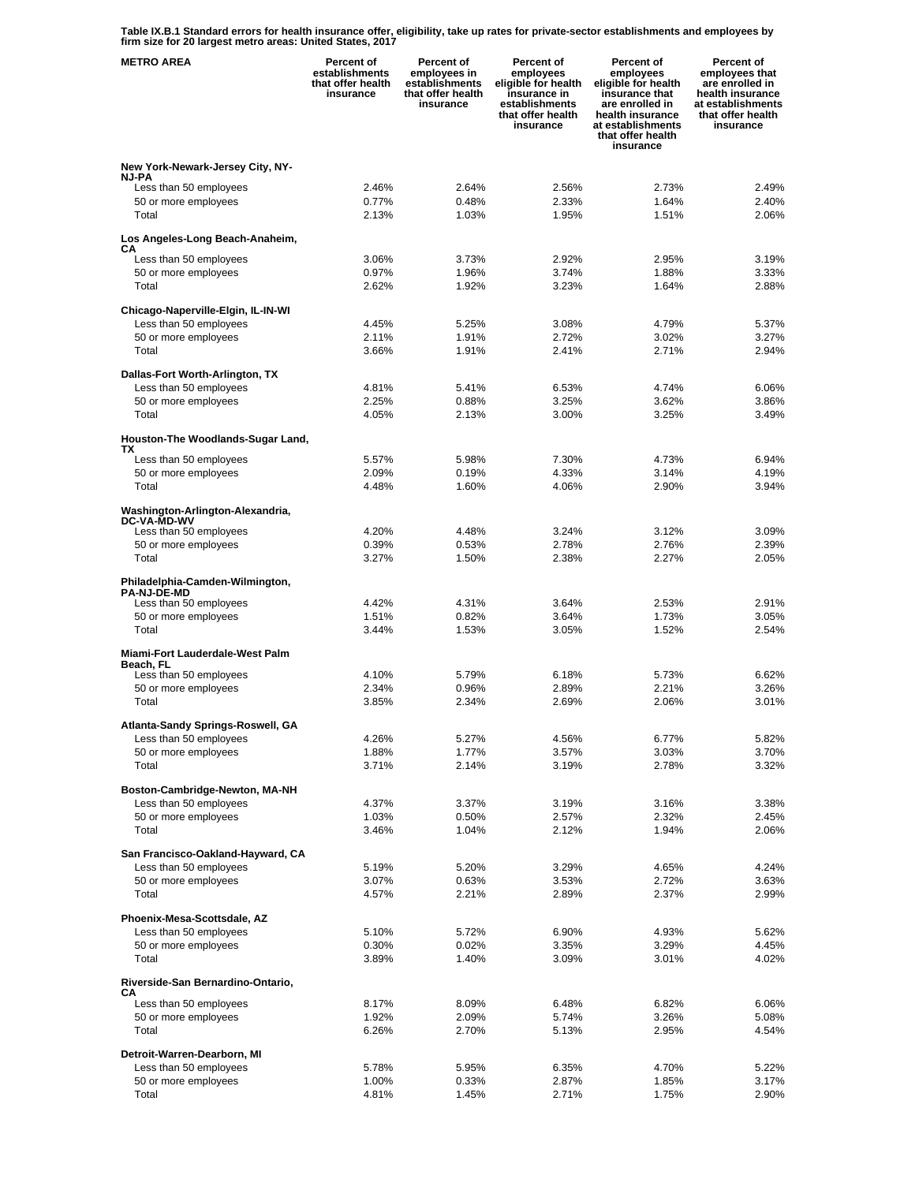**Table IX.B.1 Standard errors for health insurance offer, eligibility, take up rates for private-sector establishments and employees by firm size for 20 largest metro areas: United States, 2017**

| METRO AREA | Percent of establishments that offer health insurance | Percent of employees in establishments that offer health insurance | Percent of employees eligible for health insurance in establishments that offer health insurance | Percent of employees eligible for health insurance that are enrolled in health insurance at establishments that offer health insurance | Percent of employees that are enrolled in health insurance at establishments that offer health insurance |
|---|---|---|---|---|---|
| **New York-Newark-Jersey City, NY-NJ-PA** | | | | | |
| Less than 50 employees | 2.46% | 2.64% | 2.56% | 2.73% | 2.49% |
| 50 or more employees | 0.77% | 0.48% | 2.33% | 1.64% | 2.40% |
| Total | 2.13% | 1.03% | 1.95% | 1.51% | 2.06% |
| **Los Angeles-Long Beach-Anaheim, CA** | | | | | |
| Less than 50 employees | 3.06% | 3.73% | 2.92% | 2.95% | 3.19% |
| 50 or more employees | 0.97% | 1.96% | 3.74% | 1.88% | 3.33% |
| Total | 2.62% | 1.92% | 3.23% | 1.64% | 2.88% |
| **Chicago-Naperville-Elgin, IL-IN-WI** | | | | | |
| Less than 50 employees | 4.45% | 5.25% | 3.08% | 4.79% | 5.37% |
| 50 or more employees | 2.11% | 1.91% | 2.72% | 3.02% | 3.27% |
| Total | 3.66% | 1.91% | 2.41% | 2.71% | 2.94% |
| **Dallas-Fort Worth-Arlington, TX** | | | | | |
| Less than 50 employees | 4.81% | 5.41% | 6.53% | 4.74% | 6.06% |
| 50 or more employees | 2.25% | 0.88% | 3.25% | 3.62% | 3.86% |
| Total | 4.05% | 2.13% | 3.00% | 3.25% | 3.49% |
| **Houston-The Woodlands-Sugar Land, TX** | | | | | |
| Less than 50 employees | 5.57% | 5.98% | 7.30% | 4.73% | 6.94% |
| 50 or more employees | 2.09% | 0.19% | 4.33% | 3.14% | 4.19% |
| Total | 4.48% | 1.60% | 4.06% | 2.90% | 3.94% |
| **Washington-Arlington-Alexandria, DC-VA-MD-WV** | | | | | |
| Less than 50 employees | 4.20% | 4.48% | 3.24% | 3.12% | 3.09% |
| 50 or more employees | 0.39% | 0.53% | 2.78% | 2.76% | 2.39% |
| Total | 3.27% | 1.50% | 2.38% | 2.27% | 2.05% |
| **Philadelphia-Camden-Wilmington, PA-NJ-DE-MD** | | | | | |
| Less than 50 employees | 4.42% | 4.31% | 3.64% | 2.53% | 2.91% |
| 50 or more employees | 1.51% | 0.82% | 3.64% | 1.73% | 3.05% |
| Total | 3.44% | 1.53% | 3.05% | 1.52% | 2.54% |
| **Miami-Fort Lauderdale-West Palm Beach, FL** | | | | | |
| Less than 50 employees | 4.10% | 5.79% | 6.18% | 5.73% | 6.62% |
| 50 or more employees | 2.34% | 0.96% | 2.89% | 2.21% | 3.26% |
| Total | 3.85% | 2.34% | 2.69% | 2.06% | 3.01% |
| **Atlanta-Sandy Springs-Roswell, GA** | | | | | |
| Less than 50 employees | 4.26% | 5.27% | 4.56% | 6.77% | 5.82% |
| 50 or more employees | 1.88% | 1.77% | 3.57% | 3.03% | 3.70% |
| Total | 3.71% | 2.14% | 3.19% | 2.78% | 3.32% |
| **Boston-Cambridge-Newton, MA-NH** | | | | | |
| Less than 50 employees | 4.37% | 3.37% | 3.19% | 3.16% | 3.38% |
| 50 or more employees | 1.03% | 0.50% | 2.57% | 2.32% | 2.45% |
| Total | 3.46% | 1.04% | 2.12% | 1.94% | 2.06% |
| **San Francisco-Oakland-Hayward, CA** | | | | | |
| Less than 50 employees | 5.19% | 5.20% | 3.29% | 4.65% | 4.24% |
| 50 or more employees | 3.07% | 0.63% | 3.53% | 2.72% | 3.63% |
| Total | 4.57% | 2.21% | 2.89% | 2.37% | 2.99% |
| **Phoenix-Mesa-Scottsdale, AZ** | | | | | |
| Less than 50 employees | 5.10% | 5.72% | 6.90% | 4.93% | 5.62% |
| 50 or more employees | 0.30% | 0.02% | 3.35% | 3.29% | 4.45% |
| Total | 3.89% | 1.40% | 3.09% | 3.01% | 4.02% |
| **Riverside-San Bernardino-Ontario, CA** | | | | | |
| Less than 50 employees | 8.17% | 8.09% | 6.48% | 6.82% | 6.06% |
| 50 or more employees | 1.92% | 2.09% | 5.74% | 3.26% | 5.08% |
| Total | 6.26% | 2.70% | 5.13% | 2.95% | 4.54% |
| **Detroit-Warren-Dearborn, MI** | | | | | |
| Less than 50 employees | 5.78% | 5.95% | 6.35% | 4.70% | 5.22% |
| 50 or more employees | 1.00% | 0.33% | 2.87% | 1.85% | 3.17% |
| Total | 4.81% | 1.45% | 2.71% | 1.75% | 2.90% |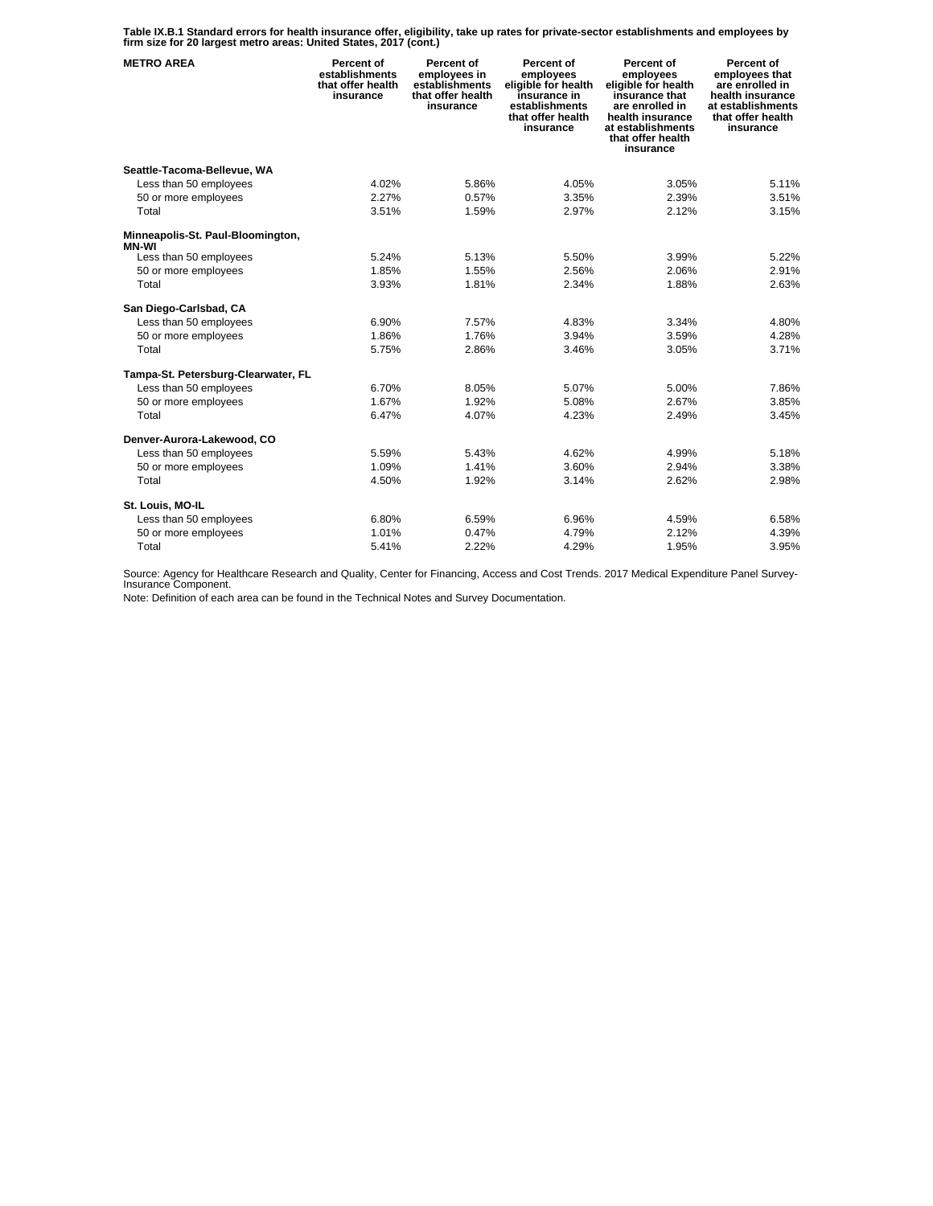**Table IX.B.1 Standard errors for health insurance offer, eligibility, take up rates for private-sector establishments and employees by firm size for 20 largest metro areas: United States, 2017 (cont.)**

| METRO AREA | Percent of establishments that offer health insurance | Percent of employees in establishments that offer health insurance | Percent of employees eligible for health insurance in establishments that offer health insurance | Percent of employees eligible for health insurance that are enrolled in health insurance at establishments that offer health insurance | Percent of employees that are enrolled in health insurance at establishments that offer health insurance |
|---|---|---|---|---|---|
| **Seattle-Tacoma-Bellevue, WA** | | | | | |
| Less than 50 employees | 4.02% | 5.86% | 4.05% | 3.05% | 5.11% |
| 50 or more employees | 2.27% | 0.57% | 3.35% | 2.39% | 3.51% |
| Total | 3.51% | 1.59% | 2.97% | 2.12% | 3.15% |
| **Minneapolis-St. Paul-Bloomington, MN-WI** | | | | | |
| Less than 50 employees | 5.24% | 5.13% | 5.50% | 3.99% | 5.22% |
| 50 or more employees | 1.85% | 1.55% | 2.56% | 2.06% | 2.91% |
| Total | 3.93% | 1.81% | 2.34% | 1.88% | 2.63% |
| **San Diego-Carlsbad, CA** | | | | | |
| Less than 50 employees | 6.90% | 7.57% | 4.83% | 3.34% | 4.80% |
| 50 or more employees | 1.86% | 1.76% | 3.94% | 3.59% | 4.28% |
| Total | 5.75% | 2.86% | 3.46% | 3.05% | 3.71% |
| **Tampa-St. Petersburg-Clearwater, FL** | | | | | |
| Less than 50 employees | 6.70% | 8.05% | 5.07% | 5.00% | 7.86% |
| 50 or more employees | 1.67% | 1.92% | 5.08% | 2.67% | 3.85% |
| Total | 6.47% | 4.07% | 4.23% | 2.49% | 3.45% |
| **Denver-Aurora-Lakewood, CO** | | | | | |
| Less than 50 employees | 5.59% | 5.43% | 4.62% | 4.99% | 5.18% |
| 50 or more employees | 1.09% | 1.41% | 3.60% | 2.94% | 3.38% |
| Total | 4.50% | 1.92% | 3.14% | 2.62% | 2.98% |
| **St. Louis, MO-IL** | | | | | |
| Less than 50 employees | 6.80% | 6.59% | 6.96% | 4.59% | 6.58% |
| 50 or more employees | 1.01% | 0.47% | 4.79% | 2.12% | 4.39% |
| Total | 5.41% | 2.22% | 4.29% | 1.95% | 3.95% |

Source: Agency for Healthcare Research and Quality, Center for Financing, Access and Cost Trends. 2017 Medical Expenditure Panel Survey-Insurance Component.

Note: Definition of each area can be found in the Technical Notes and Survey Documentation.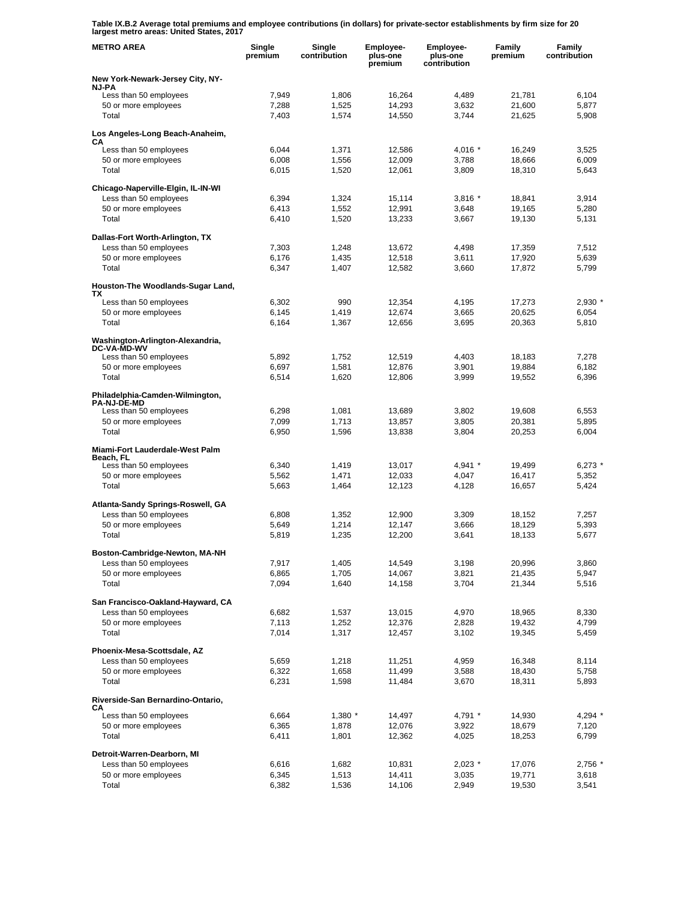**Table IX.B.2 Average total premiums and employee contributions (in dollars) for private-sector establishments by firm size for 20 largest metro areas: United States, 2017**

| METRO AREA | Single premium | Single contribution | Employee-plus-one premium | Employee-plus-one contribution | Family premium | Family contribution |
|---|---|---|---|---|---|---|
| **New York-Newark-Jersey City, NY-NJ-PA** | | | | | | |
| Less than 50 employees | 7,949 | 1,806 | 16,264 | 4,489 | 21,781 | 6,104 |
| 50 or more employees | 7,288 | 1,525 | 14,293 | 3,632 | 21,600 | 5,877 |
| Total | 7,403 | 1,574 | 14,550 | 3,744 | 21,625 | 5,908 |
| **Los Angeles-Long Beach-Anaheim, CA** | | | | | | |
| Less than 50 employees | 6,044 | 1,371 | 12,586 | 4,016 * | 16,249 | 3,525 |
| 50 or more employees | 6,008 | 1,556 | 12,009 | 3,788 | 18,666 | 6,009 |
| Total | 6,015 | 1,520 | 12,061 | 3,809 | 18,310 | 5,643 |
| **Chicago-Naperville-Elgin, IL-IN-WI** | | | | | | |
| Less than 50 employees | 6,394 | 1,324 | 15,114 | 3,816 * | 18,841 | 3,914 |
| 50 or more employees | 6,413 | 1,552 | 12,991 | 3,648 | 19,165 | 5,280 |
| Total | 6,410 | 1,520 | 13,233 | 3,667 | 19,130 | 5,131 |
| **Dallas-Fort Worth-Arlington, TX** | | | | | | |
| Less than 50 employees | 7,303 | 1,248 | 13,672 | 4,498 | 17,359 | 7,512 |
| 50 or more employees | 6,176 | 1,435 | 12,518 | 3,611 | 17,920 | 5,639 |
| Total | 6,347 | 1,407 | 12,582 | 3,660 | 17,872 | 5,799 |
| **Houston-The Woodlands-Sugar Land, TX** | | | | | | |
| Less than 50 employees | 6,302 | 990 | 12,354 | 4,195 | 17,273 | 2,930 * |
| 50 or more employees | 6,145 | 1,419 | 12,674 | 3,665 | 20,625 | 6,054 |
| Total | 6,164 | 1,367 | 12,656 | 3,695 | 20,363 | 5,810 |
| **Washington-Arlington-Alexandria, DC-VA-MD-WV** | | | | | | |
| Less than 50 employees | 5,892 | 1,752 | 12,519 | 4,403 | 18,183 | 7,278 |
| 50 or more employees | 6,697 | 1,581 | 12,876 | 3,901 | 19,884 | 6,182 |
| Total | 6,514 | 1,620 | 12,806 | 3,999 | 19,552 | 6,396 |
| **Philadelphia-Camden-Wilmington, PA-NJ-DE-MD** | | | | | | |
| Less than 50 employees | 6,298 | 1,081 | 13,689 | 3,802 | 19,608 | 6,553 |
| 50 or more employees | 7,099 | 1,713 | 13,857 | 3,805 | 20,381 | 5,895 |
| Total | 6,950 | 1,596 | 13,838 | 3,804 | 20,253 | 6,004 |
| **Miami-Fort Lauderdale-West Palm Beach, FL** | | | | | | |
| Less than 50 employees | 6,340 | 1,419 | 13,017 | 4,941 * | 19,499 | 6,273 * |
| 50 or more employees | 5,562 | 1,471 | 12,033 | 4,047 | 16,417 | 5,352 |
| Total | 5,663 | 1,464 | 12,123 | 4,128 | 16,657 | 5,424 |
| **Atlanta-Sandy Springs-Roswell, GA** | | | | | | |
| Less than 50 employees | 6,808 | 1,352 | 12,900 | 3,309 | 18,152 | 7,257 |
| 50 or more employees | 5,649 | 1,214 | 12,147 | 3,666 | 18,129 | 5,393 |
| Total | 5,819 | 1,235 | 12,200 | 3,641 | 18,133 | 5,677 |
| **Boston-Cambridge-Newton, MA-NH** | | | | | | |
| Less than 50 employees | 7,917 | 1,405 | 14,549 | 3,198 | 20,996 | 3,860 |
| 50 or more employees | 6,865 | 1,705 | 14,067 | 3,821 | 21,435 | 5,947 |
| Total | 7,094 | 1,640 | 14,158 | 3,704 | 21,344 | 5,516 |
| **San Francisco-Oakland-Hayward, CA** | | | | | | |
| Less than 50 employees | 6,682 | 1,537 | 13,015 | 4,970 | 18,965 | 8,330 |
| 50 or more employees | 7,113 | 1,252 | 12,376 | 2,828 | 19,432 | 4,799 |
| Total | 7,014 | 1,317 | 12,457 | 3,102 | 19,345 | 5,459 |
| **Phoenix-Mesa-Scottsdale, AZ** | | | | | | |
| Less than 50 employees | 5,659 | 1,218 | 11,251 | 4,959 | 16,348 | 8,114 |
| 50 or more employees | 6,322 | 1,658 | 11,499 | 3,588 | 18,430 | 5,758 |
| Total | 6,231 | 1,598 | 11,484 | 3,670 | 18,311 | 5,893 |
| **Riverside-San Bernardino-Ontario, CA** | | | | | | |
| Less than 50 employees | 6,664 | 1,380 * | 14,497 | 4,791 * | 14,930 | 4,294 * |
| 50 or more employees | 6,365 | 1,878 | 12,076 | 3,922 | 18,679 | 7,120 |
| Total | 6,411 | 1,801 | 12,362 | 4,025 | 18,253 | 6,799 |
| **Detroit-Warren-Dearborn, MI** | | | | | | |
| Less than 50 employees | 6,616 | 1,682 | 10,831 | 2,023 * | 17,076 | 2,756 * |
| 50 or more employees | 6,345 | 1,513 | 14,411 | 3,035 | 19,771 | 3,618 |
| Total | 6,382 | 1,536 | 14,106 | 2,949 | 19,530 | 3,541 |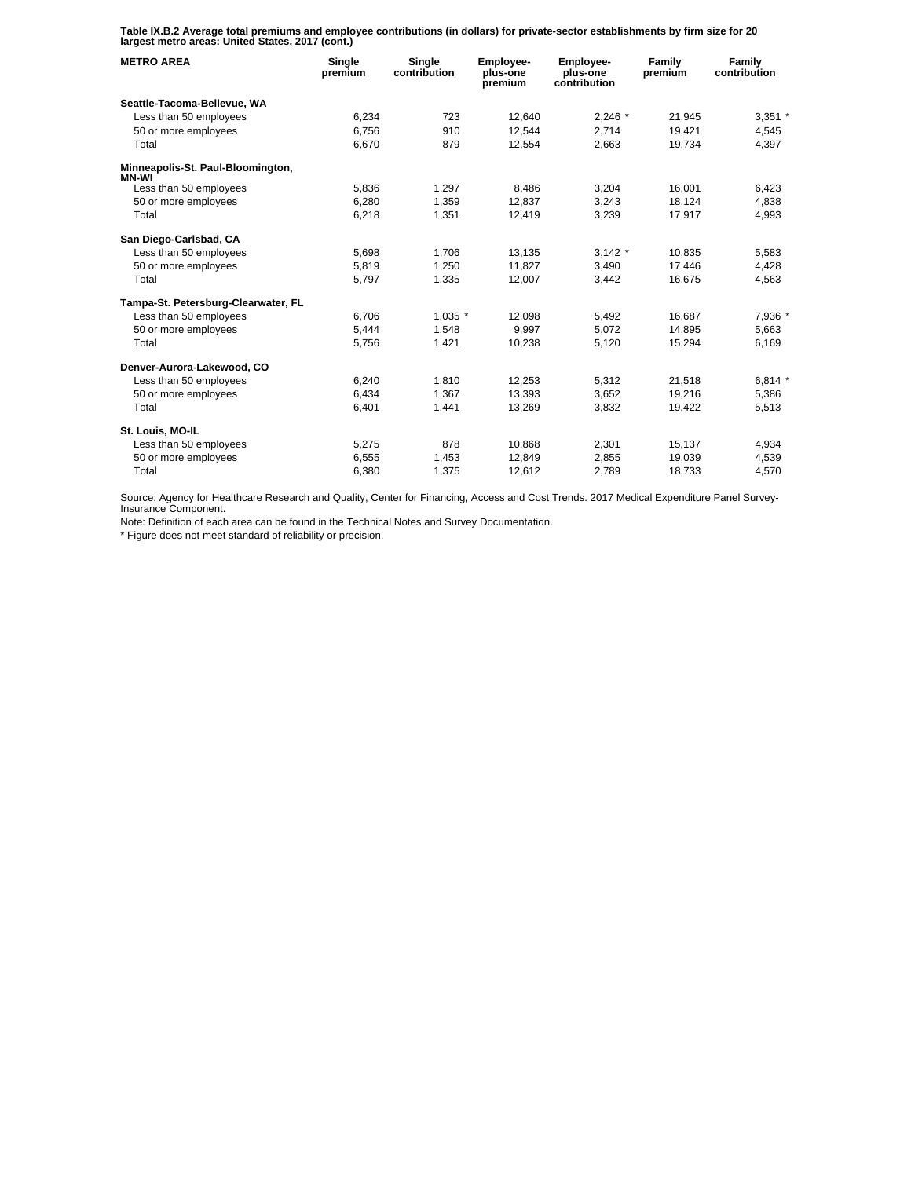**Table IX.B.2 Average total premiums and employee contributions (in dollars) for private-sector establishments by firm size for 20 largest metro areas: United States, 2017 (cont.)**

| METRO AREA | Single premium | Single contribution | Employee-plus-one premium | Employee-plus-one contribution | Family premium | Family contribution |
|---|---|---|---|---|---|---|
| **Seattle-Tacoma-Bellevue, WA** | | | | | | |
| Less than 50 employees | 6,234 | 723 | 12,640 | 2,246 * | 21,945 | 3,351 * |
| 50 or more employees | 6,756 | 910 | 12,544 | 2,714 | 19,421 | 4,545 |
| Total | 6,670 | 879 | 12,554 | 2,663 | 19,734 | 4,397 |
| **Minneapolis-St. Paul-Bloomington, MN-WI** | | | | | | |
| Less than 50 employees | 5,836 | 1,297 | 8,486 | 3,204 | 16,001 | 6,423 |
| 50 or more employees | 6,280 | 1,359 | 12,837 | 3,243 | 18,124 | 4,838 |
| Total | 6,218 | 1,351 | 12,419 | 3,239 | 17,917 | 4,993 |
| **San Diego-Carlsbad, CA** | | | | | | |
| Less than 50 employees | 5,698 | 1,706 | 13,135 | 3,142 * | 10,835 | 5,583 |
| 50 or more employees | 5,819 | 1,250 | 11,827 | 3,490 | 17,446 | 4,428 |
| Total | 5,797 | 1,335 | 12,007 | 3,442 | 16,675 | 4,563 |
| **Tampa-St. Petersburg-Clearwater, FL** | | | | | | |
| Less than 50 employees | 6,706 | 1,035 * | 12,098 | 5,492 | 16,687 | 7,936 * |
| 50 or more employees | 5,444 | 1,548 | 9,997 | 5,072 | 14,895 | 5,663 |
| Total | 5,756 | 1,421 | 10,238 | 5,120 | 15,294 | 6,169 |
| **Denver-Aurora-Lakewood, CO** | | | | | | |
| Less than 50 employees | 6,240 | 1,810 | 12,253 | 5,312 | 21,518 | 6,814 * |
| 50 or more employees | 6,434 | 1,367 | 13,393 | 3,652 | 19,216 | 5,386 |
| Total | 6,401 | 1,441 | 13,269 | 3,832 | 19,422 | 5,513 |
| **St. Louis, MO-IL** | | | | | | |
| Less than 50 employees | 5,275 | 878 | 10,868 | 2,301 | 15,137 | 4,934 |
| 50 or more employees | 6,555 | 1,453 | 12,849 | 2,855 | 19,039 | 4,539 |
| Total | 6,380 | 1,375 | 12,612 | 2,789 | 18,733 | 4,570 |

Source: Agency for Healthcare Research and Quality, Center for Financing, Access and Cost Trends. 2017 Medical Expenditure Panel Survey-Insurance Component.

Note: Definition of each area can be found in the Technical Notes and Survey Documentation.

* Figure does not meet standard of reliability or precision.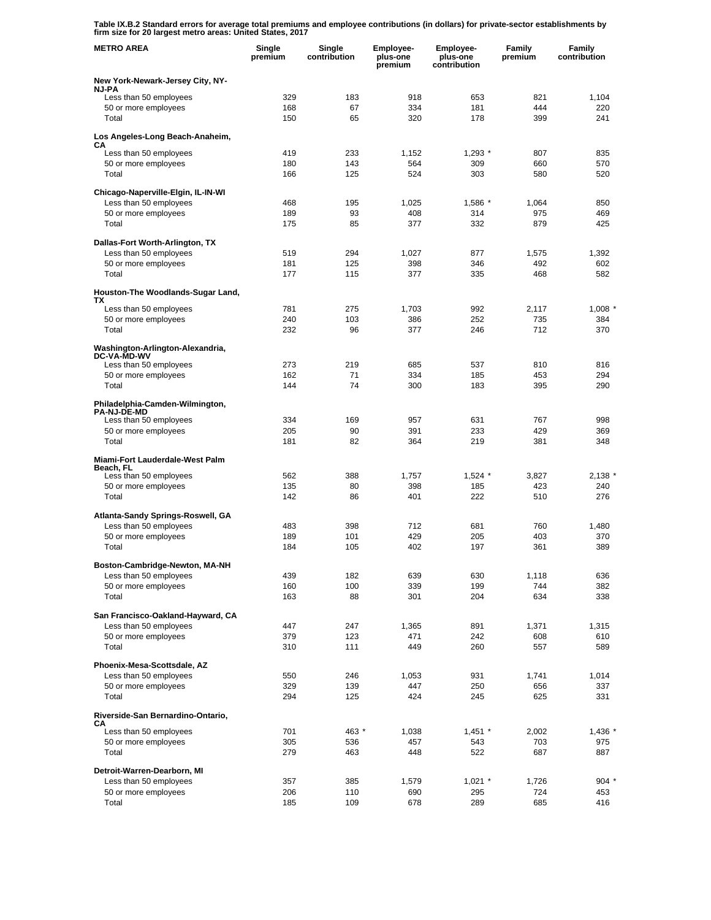**Table IX.B.2 Standard errors for average total premiums and employee contributions (in dollars) for private-sector establishments by firm size for 20 largest metro areas: United States, 2017**

| METRO AREA | Single premium | Single contribution | Employee-plus-one premium | Employee-plus-one contribution | Family premium | Family contribution |
|---|---|---|---|---|---|---|
| **New York-Newark-Jersey City, NY-NJ-PA** | | | | | | |
| Less than 50 employees | 329 | 183 | 918 | 653 | 821 | 1,104 |
| 50 or more employees | 168 | 67 | 334 | 181 | 444 | 220 |
| Total | 150 | 65 | 320 | 178 | 399 | 241 |
| **Los Angeles-Long Beach-Anaheim, CA** | | | | | | |
| Less than 50 employees | 419 | 233 | 1,152 | 1,293 * | 807 | 835 |
| 50 or more employees | 180 | 143 | 564 | 309 | 660 | 570 |
| Total | 166 | 125 | 524 | 303 | 580 | 520 |
| **Chicago-Naperville-Elgin, IL-IN-WI** | | | | | | |
| Less than 50 employees | 468 | 195 | 1,025 | 1,586 * | 1,064 | 850 |
| 50 or more employees | 189 | 93 | 408 | 314 | 975 | 469 |
| Total | 175 | 85 | 377 | 332 | 879 | 425 |
| **Dallas-Fort Worth-Arlington, TX** | | | | | | |
| Less than 50 employees | 519 | 294 | 1,027 | 877 | 1,575 | 1,392 |
| 50 or more employees | 181 | 125 | 398 | 346 | 492 | 602 |
| Total | 177 | 115 | 377 | 335 | 468 | 582 |
| **Houston-The Woodlands-Sugar Land, TX** | | | | | | |
| Less than 50 employees | 781 | 275 | 1,703 | 992 | 2,117 | 1,008 * |
| 50 or more employees | 240 | 103 | 386 | 252 | 735 | 384 |
| Total | 232 | 96 | 377 | 246 | 712 | 370 |
| **Washington-Arlington-Alexandria, DC-VA-MD-WV** | | | | | | |
| Less than 50 employees | 273 | 219 | 685 | 537 | 810 | 816 |
| 50 or more employees | 162 | 71 | 334 | 185 | 453 | 294 |
| Total | 144 | 74 | 300 | 183 | 395 | 290 |
| **Philadelphia-Camden-Wilmington, PA-NJ-DE-MD** | | | | | | |
| Less than 50 employees | 334 | 169 | 957 | 631 | 767 | 998 |
| 50 or more employees | 205 | 90 | 391 | 233 | 429 | 369 |
| Total | 181 | 82 | 364 | 219 | 381 | 348 |
| **Miami-Fort Lauderdale-West Palm Beach, FL** | | | | | | |
| Less than 50 employees | 562 | 388 | 1,757 | 1,524 * | 3,827 | 2,138 * |
| 50 or more employees | 135 | 80 | 398 | 185 | 423 | 240 |
| Total | 142 | 86 | 401 | 222 | 510 | 276 |
| **Atlanta-Sandy Springs-Roswell, GA** | | | | | | |
| Less than 50 employees | 483 | 398 | 712 | 681 | 760 | 1,480 |
| 50 or more employees | 189 | 101 | 429 | 205 | 403 | 370 |
| Total | 184 | 105 | 402 | 197 | 361 | 389 |
| **Boston-Cambridge-Newton, MA-NH** | | | | | | |
| Less than 50 employees | 439 | 182 | 639 | 630 | 1,118 | 636 |
| 50 or more employees | 160 | 100 | 339 | 199 | 744 | 382 |
| Total | 163 | 88 | 301 | 204 | 634 | 338 |
| **San Francisco-Oakland-Hayward, CA** | | | | | | |
| Less than 50 employees | 447 | 247 | 1,365 | 891 | 1,371 | 1,315 |
| 50 or more employees | 379 | 123 | 471 | 242 | 608 | 610 |
| Total | 310 | 111 | 449 | 260 | 557 | 589 |
| **Phoenix-Mesa-Scottsdale, AZ** | | | | | | |
| Less than 50 employees | 550 | 246 | 1,053 | 931 | 1,741 | 1,014 |
| 50 or more employees | 329 | 139 | 447 | 250 | 656 | 337 |
| Total | 294 | 125 | 424 | 245 | 625 | 331 |
| **Riverside-San Bernardino-Ontario, CA** | | | | | | |
| Less than 50 employees | 701 | 463 * | 1,038 | 1,451 * | 2,002 | 1,436 * |
| 50 or more employees | 305 | 536 | 457 | 543 | 703 | 975 |
| Total | 279 | 463 | 448 | 522 | 687 | 887 |
| **Detroit-Warren-Dearborn, MI** | | | | | | |
| Less than 50 employees | 357 | 385 | 1,579 | 1,021 * | 1,726 | 904 * |
| 50 or more employees | 206 | 110 | 690 | 295 | 724 | 453 |
| Total | 185 | 109 | 678 | 289 | 685 | 416 |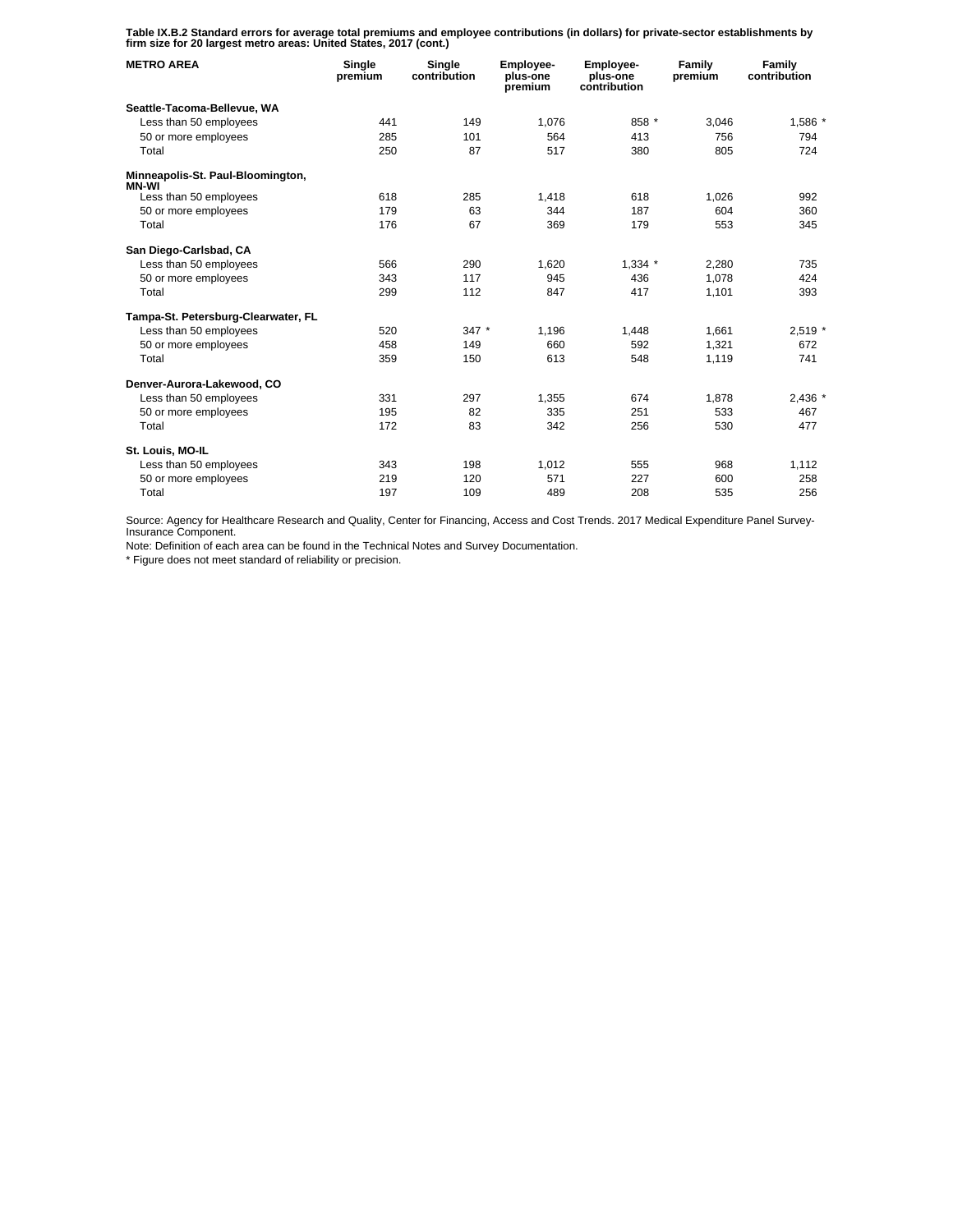**Table IX.B.2 Standard errors for average total premiums and employee contributions (in dollars) for private-sector establishments by firm size for 20 largest metro areas: United States, 2017 (cont.)**

| METRO AREA | Single premium | Single contribution | Employee-plus-one premium | Employee-plus-one contribution | Family premium | Family contribution |
|---|---|---|---|---|---|---|
| **Seattle-Tacoma-Bellevue, WA** | | | | | | |
| Less than 50 employees | 441 | 149 | 1,076 | 858 * | 3,046 | 1,586 * |
| 50 or more employees | 285 | 101 | 564 | 413 | 756 | 794 |
| Total | 250 | 87 | 517 | 380 | 805 | 724 |
| **Minneapolis-St. Paul-Bloomington, MN-WI** | | | | | | |
| Less than 50 employees | 618 | 285 | 1,418 | 618 | 1,026 | 992 |
| 50 or more employees | 179 | 63 | 344 | 187 | 604 | 360 |
| Total | 176 | 67 | 369 | 179 | 553 | 345 |
| **San Diego-Carlsbad, CA** | | | | | | |
| Less than 50 employees | 566 | 290 | 1,620 | 1,334 * | 2,280 | 735 |
| 50 or more employees | 343 | 117 | 945 | 436 | 1,078 | 424 |
| Total | 299 | 112 | 847 | 417 | 1,101 | 393 |
| **Tampa-St. Petersburg-Clearwater, FL** | | | | | | |
| Less than 50 employees | 520 | 347 * | 1,196 | 1,448 | 1,661 | 2,519 * |
| 50 or more employees | 458 | 149 | 660 | 592 | 1,321 | 672 |
| Total | 359 | 150 | 613 | 548 | 1,119 | 741 |
| **Denver-Aurora-Lakewood, CO** | | | | | | |
| Less than 50 employees | 331 | 297 | 1,355 | 674 | 1,878 | 2,436 * |
| 50 or more employees | 195 | 82 | 335 | 251 | 533 | 467 |
| Total | 172 | 83 | 342 | 256 | 530 | 477 |
| **St. Louis, MO-IL** | | | | | | |
| Less than 50 employees | 343 | 198 | 1,012 | 555 | 968 | 1,112 |
| 50 or more employees | 219 | 120 | 571 | 227 | 600 | 258 |
| Total | 197 | 109 | 489 | 208 | 535 | 256 |

Source: Agency for Healthcare Research and Quality, Center for Financing, Access and Cost Trends. 2017 Medical Expenditure Panel Survey-Insurance Component.

Note: Definition of each area can be found in the Technical Notes and Survey Documentation.

* Figure does not meet standard of reliability or precision.